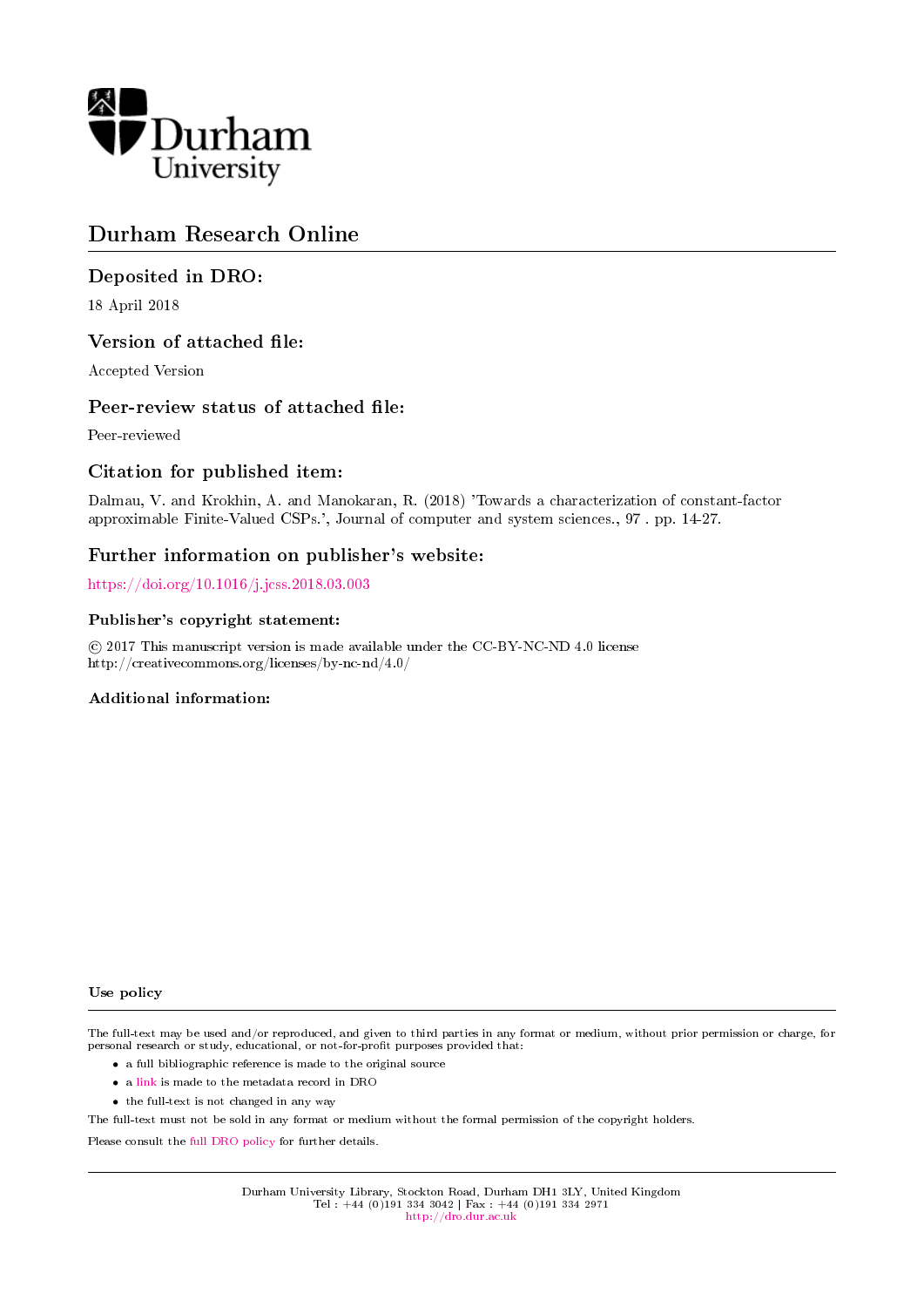Durham University

# Durham Research Online

## Deposited in DRO:

18 April 2018

## Version of attached file:

Accepted Version

## Peer-review status of attached file:

Peer-reviewed

## Citation for published item:

Dalmau, V. and Krokhin, A. and Manokaran, R. (2018) 'Towards a characterization of constant-factor approximable Finite-Valued CSPs.', Journal of computer and system sciences., 97 . pp. 14-27.

## Further information on publisher's website:

https://doi.org/10.1016/j.jcss.2018.03.003

### Publisher's copyright statement:

© 2017 This manuscript version is made available under the CC-BY-NC-ND 4.0 license http://creativecommons.org/licenses/by-nc-nd/4.0/

### Additional information:

### Use policy

The full-text may be used and/or reproduced, and given to third parties in any format or medium, without prior permission or charge, for personal research or study, educational, or not-for-profit purposes provided that:

- a full bibliographic reference is made to the original source
- a link is made to the metadata record in DRO
- the full-text is not changed in any way

The full-text must not be sold in any format or medium without the formal permission of the copyright holders.

Please consult the full DRO policy for further details.

Durham University Library, Stockton Road, Durham DH1 3LY, United Kingdom
Tel : +44 (0)191 334 3042 | Fax : +44 (0)191 334 2971
http://dro.dur.ac.uk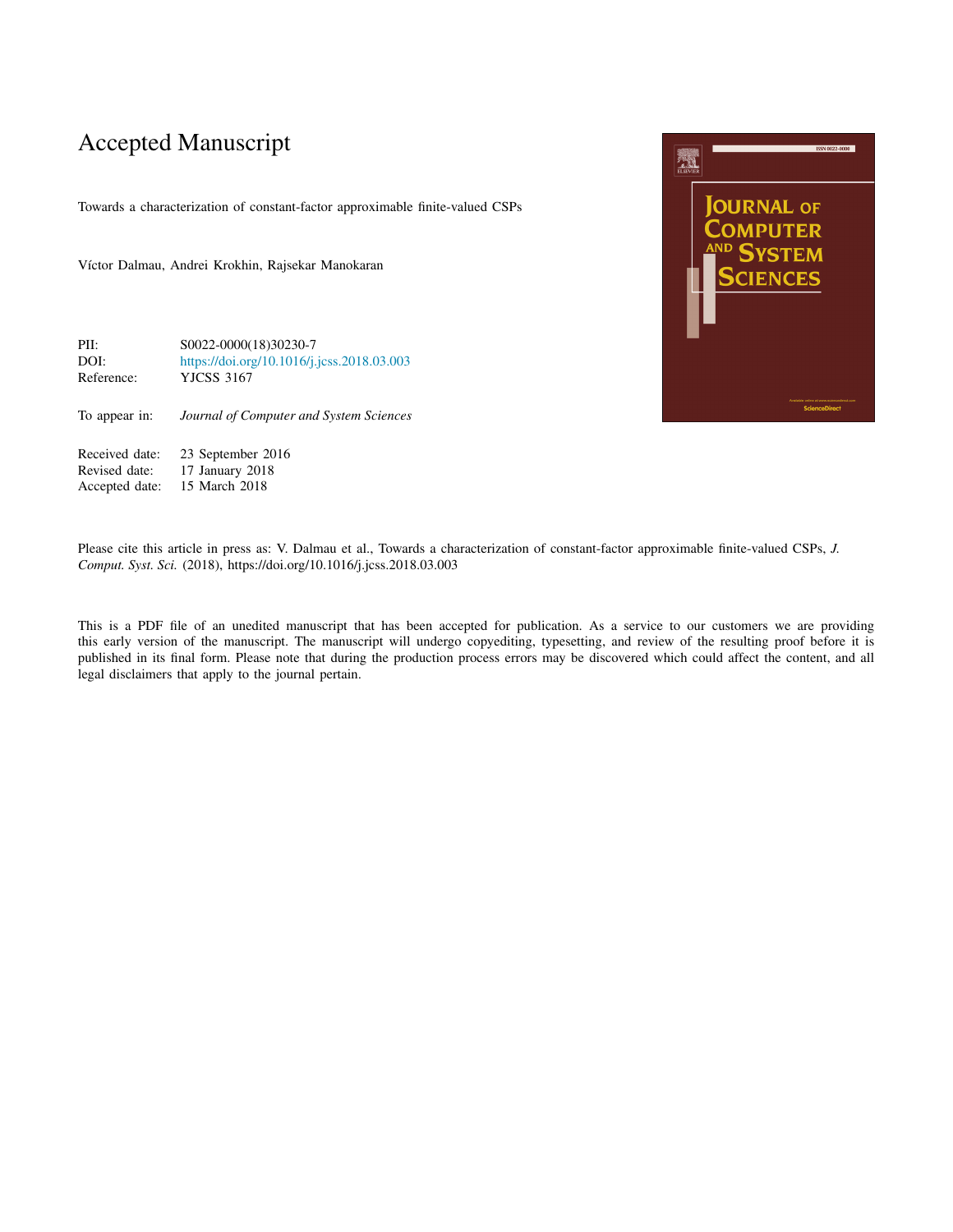# Accepted Manuscript

Towards a characterization of constant-factor approximable finite-valued CSPs

Víctor Dalmau, Andrei Krokhin, Rajsekar Manokaran

PII: S0022-0000(18)30230-7

DOI: https://doi.org/10.1016/j.jcss.2018.03.003

Reference: YJCSS 3167

To appear in: *Journal of Computer and System Sciences*

Received date: 23 September 2016

Revised date: 17 January 2018

Accepted date: 15 March 2018

Please cite this article in press as: V. Dalmau et al., Towards a characterization of constant-factor approximable finite-valued CSPs, *J. Comput. Syst. Sci.* (2018), https://doi.org/10.1016/j.jcss.2018.03.003

This is a PDF file of an unedited manuscript that has been accepted for publication. As a service to our customers we are providing this early version of the manuscript. The manuscript will undergo copyediting, typesetting, and review of the resulting proof before it is published in its final form. Please note that during the production process errors may be discovered which could affect the content, and all legal disclaimers that apply to the journal pertain.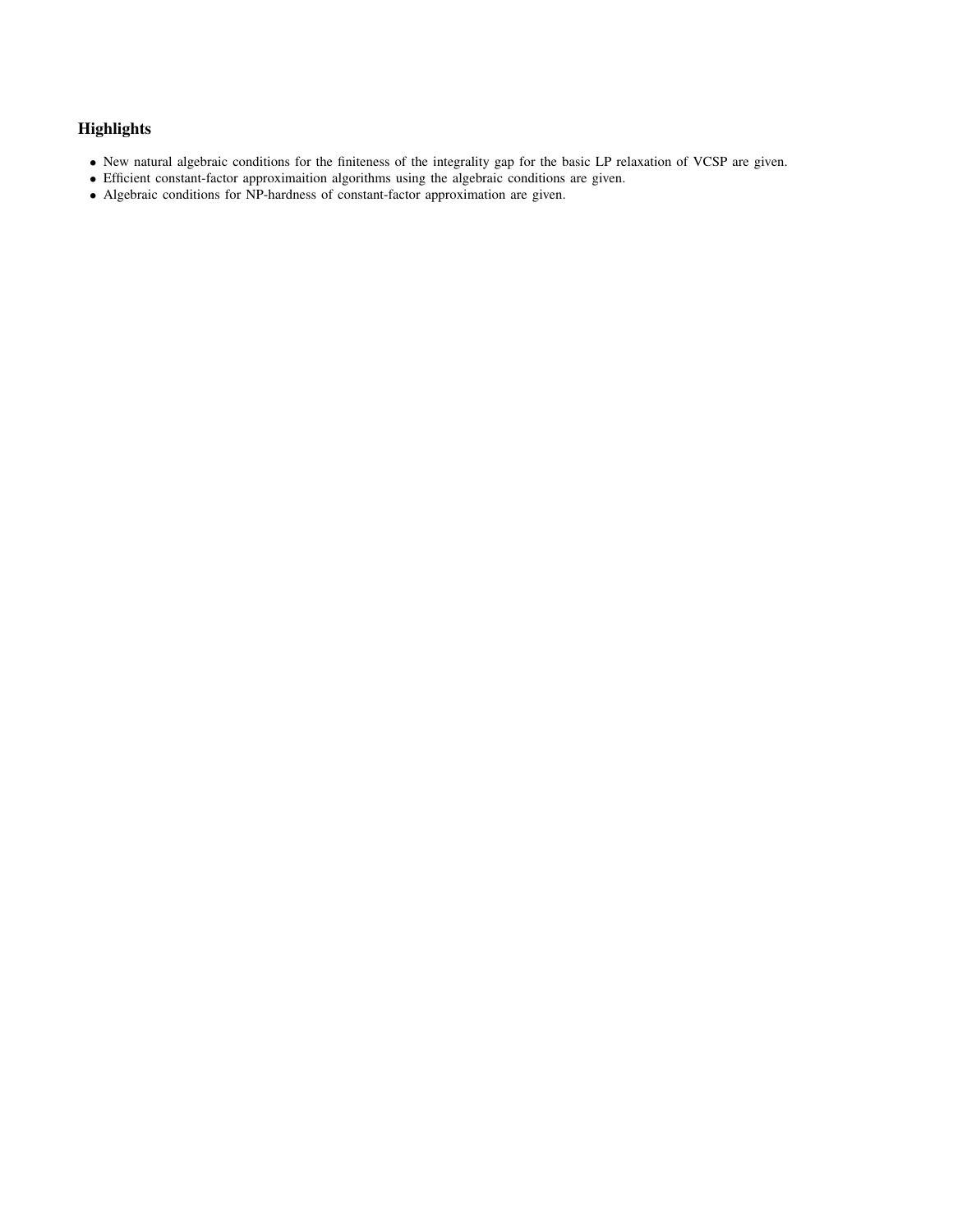## Highlights

- New natural algebraic conditions for the finiteness of the integrality gap for the basic LP relaxation of VCSP are given.
- Efficient constant-factor approximaition algorithms using the algebraic conditions are given.
- Algebraic conditions for NP-hardness of constant-factor approximation are given.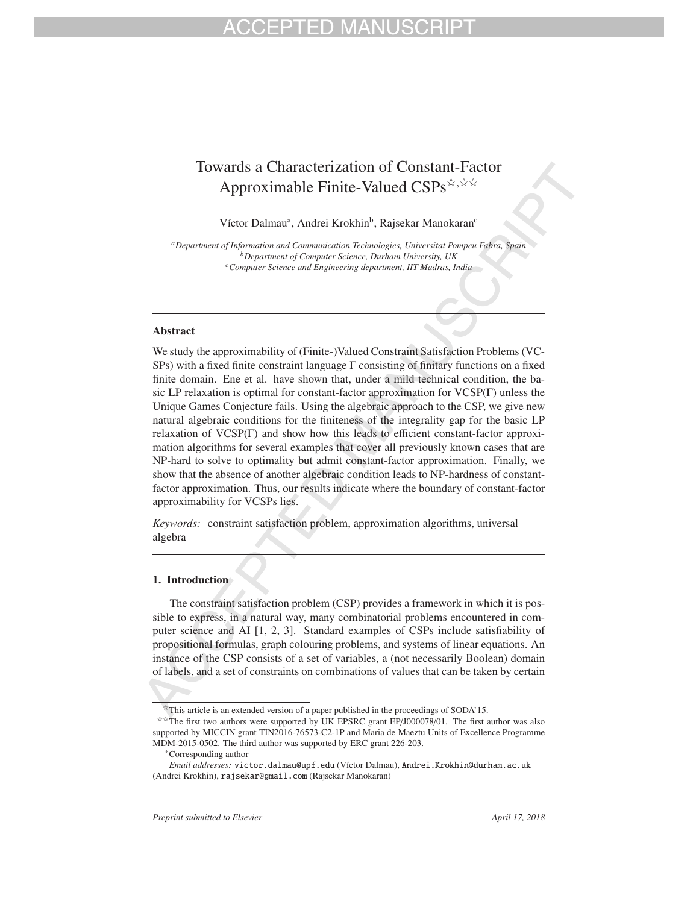# Towards a Characterization of Constant-Factor Approximable Finite-Valued CSPs[☆,☆☆]

Víctor Dalmau[a], Andrei Krokhin[b], Rajsekar Manokaran[c]

[a]*Department of Information and Communication Technologies, Universitat Pompeu Fabra, Spain*
[b]*Department of Computer Science, Durham University, UK*
[c]*Computer Science and Engineering department, IIT Madras, India*

---

## Abstract

We study the approximability of (Finite-)Valued Constraint Satisfaction Problems (VCSPs) with a fixed finite constraint language Γ consisting of finitary functions on a fixed finite domain. Ene et al. have shown that, under a mild technical condition, the basic LP relaxation is optimal for constant-factor approximation for VCSP(Γ) unless the Unique Games Conjecture fails. Using the algebraic approach to the CSP, we give new natural algebraic conditions for the finiteness of the integrality gap for the basic LP relaxation of VCSP(Γ) and show how this leads to efficient constant-factor approximation algorithms for several examples that cover all previously known cases that are NP-hard to solve to optimality but admit constant-factor approximation. Finally, we show that the absence of another algebraic condition leads to NP-hardness of constant-factor approximation. Thus, our results indicate where the boundary of constant-factor approximability for VCSPs lies.

*Keywords:* constraint satisfaction problem, approximation algorithms, universal algebra

---

## 1. Introduction

The constraint satisfaction problem (CSP) provides a framework in which it is possible to express, in a natural way, many combinatorial problems encountered in computer science and AI [1, 2, 3]. Standard examples of CSPs include satisfiability of propositional formulas, graph colouring problems, and systems of linear equations. An instance of the CSP consists of a set of variables, a (not necessarily Boolean) domain of labels, and a set of constraints on combinations of values that can be taken by certain

☆This article is an extended version of a paper published in the proceedings of SODA'15.

☆☆The first two authors were supported by UK EPSRC grant EP/J000078/01. The first author was also supported by MICCIN grant TIN2016-76573-C2-1P and Maria de Maeztu Units of Excellence Programme MDM-2015-0502. The third author was supported by ERC grant 226-203.

*Corresponding author

*Email addresses:* victor.dalmau@upf.edu (Víctor Dalmau), Andrei.Krokhin@durham.ac.uk (Andrei Krokhin), rajsekar@gmail.com (Rajsekar Manokaran)

*Preprint submitted to Elsevier* — *April 17, 2018*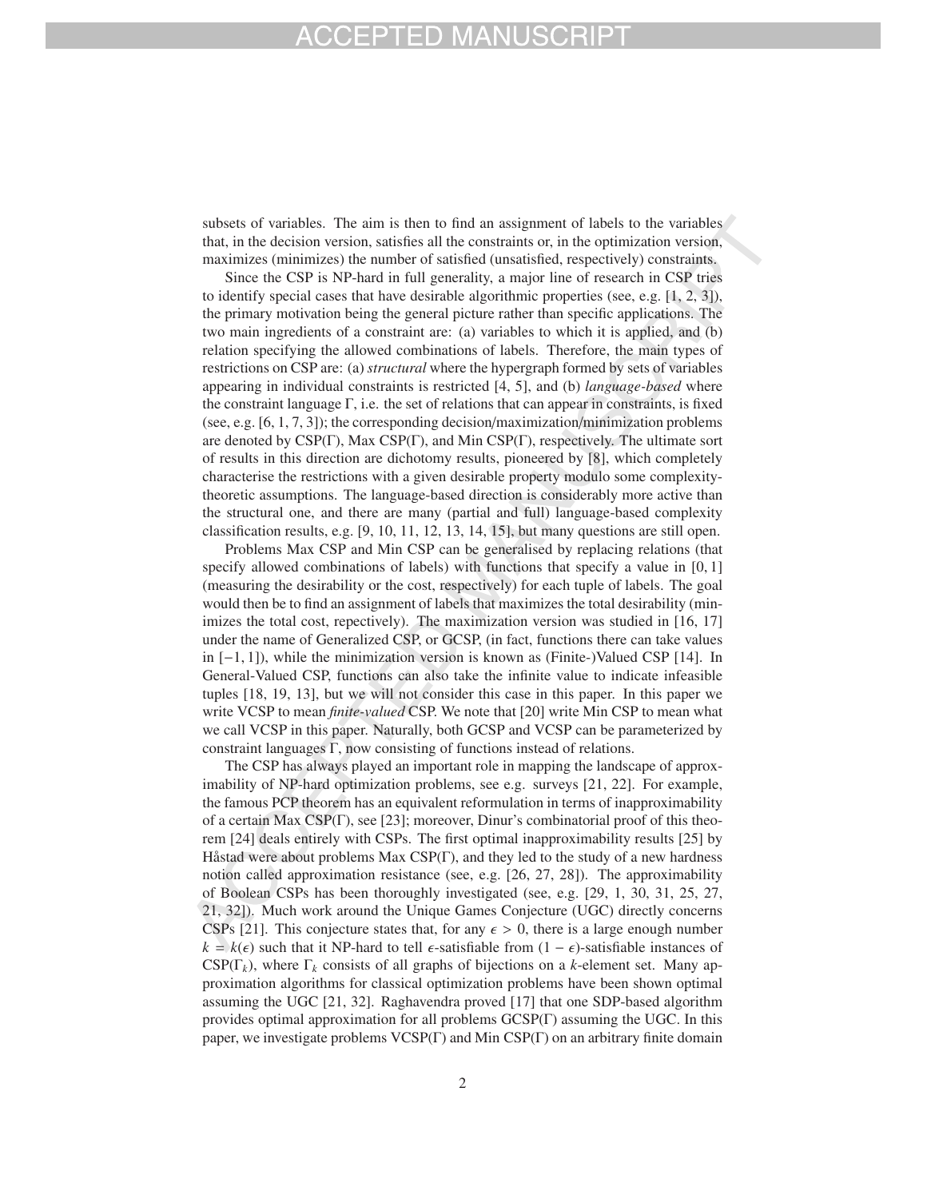subsets of variables. The aim is then to find an assignment of labels to the variables that, in the decision version, satisfies all the constraints or, in the optimization version, maximizes (minimizes) the number of satisfied (unsatisfied, respectively) constraints.

Since the CSP is NP-hard in full generality, a major line of research in CSP tries to identify special cases that have desirable algorithmic properties (see, e.g. [1, 2, 3]), the primary motivation being the general picture rather than specific applications. The two main ingredients of a constraint are: (a) variables to which it is applied, and (b) relation specifying the allowed combinations of labels. Therefore, the main types of restrictions on CSP are: (a) *structural* where the hypergraph formed by sets of variables appearing in individual constraints is restricted [4, 5], and (b) *language-based* where the constraint language $\Gamma$, i.e. the set of relations that can appear in constraints, is fixed (see, e.g. [6, 1, 7, 3]); the corresponding decision/maximization/minimization problems are denoted by CSP($\Gamma$), Max CSP($\Gamma$), and Min CSP($\Gamma$), respectively. The ultimate sort of results in this direction are dichotomy results, pioneered by [8], which completely characterise the restrictions with a given desirable property modulo some complexity-theoretic assumptions. The language-based direction is considerably more active than the structural one, and there are many (partial and full) language-based complexity classification results, e.g. [9, 10, 11, 12, 13, 14, 15], but many questions are still open.

Problems Max CSP and Min CSP can be generalised by replacing relations (that specify allowed combinations of labels) with functions that specify a value in $[0, 1]$ (measuring the desirability or the cost, respectively) for each tuple of labels. The goal would then be to find an assignment of labels that maximizes the total desirability (minimizes the total cost, repectively). The maximization version was studied in [16, 17] under the name of Generalized CSP, or GCSP, (in fact, functions there can take values in $[-1, 1]$), while the minimization version is known as (Finite-)Valued CSP [14]. In General-Valued CSP, functions can also take the infinite value to indicate infeasible tuples [18, 19, 13], but we will not consider this case in this paper. In this paper we write VCSP to mean *finite-valued* CSP. We note that [20] write Min CSP to mean what we call VCSP in this paper. Naturally, both GCSP and VCSP can be parameterized by constraint languages $\Gamma$, now consisting of functions instead of relations.

The CSP has always played an important role in mapping the landscape of approximability of NP-hard optimization problems, see e.g. surveys [21, 22]. For example, the famous PCP theorem has an equivalent reformulation in terms of inapproximability of a certain Max CSP($\Gamma$), see [23]; moreover, Dinur's combinatorial proof of this theorem [24] deals entirely with CSPs. The first optimal inapproximability results [25] by Håstad were about problems Max CSP($\Gamma$), and they led to the study of a new hardness notion called approximation resistance (see, e.g. [26, 27, 28]). The approximability of Boolean CSPs has been thoroughly investigated (see, e.g. [29, 1, 30, 31, 25, 27, 21, 32]). Much work around the Unique Games Conjecture (UGC) directly concerns CSPs [21]. This conjecture states that, for any $\epsilon > 0$, there is a large enough number $k = k(\epsilon)$ such that it NP-hard to tell $\epsilon$-satisfiable from $(1 - \epsilon)$-satisfiable instances of CSP($\Gamma_k$), where $\Gamma_k$ consists of all graphs of bijections on a $k$-element set. Many approximation algorithms for classical optimization problems have been shown optimal assuming the UGC [21, 32]. Raghavendra proved [17] that one SDP-based algorithm provides optimal approximation for all problems GCSP($\Gamma$) assuming the UGC. In this paper, we investigate problems VCSP($\Gamma$) and Min CSP($\Gamma$) on an arbitrary finite domain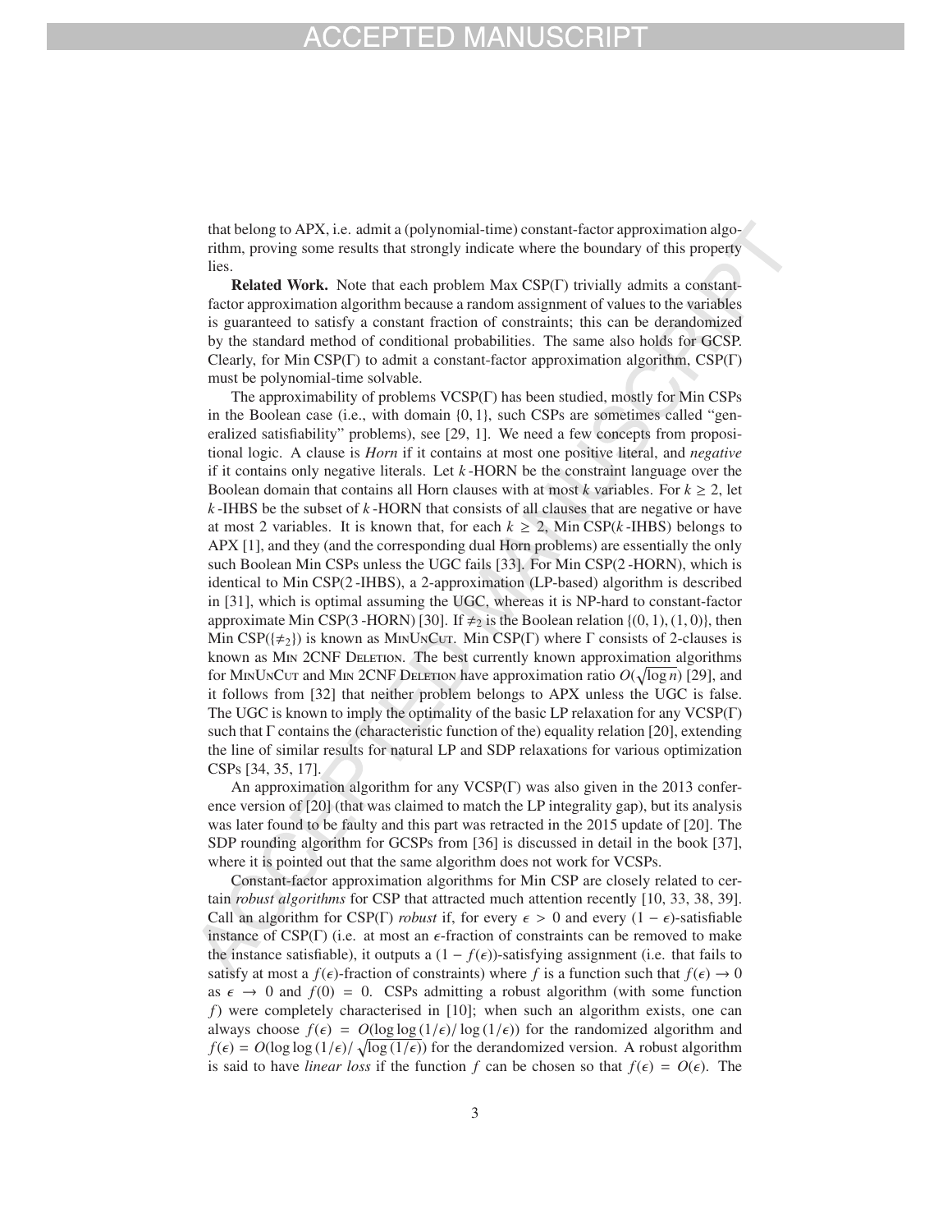that belong to APX, i.e. admit a (polynomial-time) constant-factor approximation algorithm, proving some results that strongly indicate where the boundary of this property lies.

**Related Work.** Note that each problem Max CSP(Γ) trivially admits a constant-factor approximation algorithm because a random assignment of values to the variables is guaranteed to satisfy a constant fraction of constraints; this can be derandomized by the standard method of conditional probabilities. The same also holds for GCSP. Clearly, for Min CSP(Γ) to admit a constant-factor approximation algorithm, CSP(Γ) must be polynomial-time solvable.

The approximability of problems VCSP(Γ) has been studied, mostly for Min CSPs in the Boolean case (i.e., with domain $\{0, 1\}$, such CSPs are sometimes called "generalized satisfiability" problems), see [29, 1]. We need a few concepts from propositional logic. A clause is *Horn* if it contains at most one positive literal, and *negative* if it contains only negative literals. Let $k$-HORN be the constraint language over the Boolean domain that contains all Horn clauses with at most $k$ variables. For $k \geq 2$, let $k$-IHBS be the subset of $k$-HORN that consists of all clauses that are negative or have at most 2 variables. It is known that, for each $k \geq 2$, Min CSP($k$-IHBS) belongs to APX [1], and they (and the corresponding dual Horn problems) are essentially the only such Boolean Min CSPs unless the UGC fails [33]. For Min CSP(2-HORN), which is identical to Min CSP(2-IHBS), a 2-approximation (LP-based) algorithm is described in [31], which is optimal assuming the UGC, whereas it is NP-hard to constant-factor approximate Min CSP(3-HORN) [30]. If $\neq_2$ is the Boolean relation $\{(0, 1), (1, 0)\}$, then Min CSP($\{\neq_2\}$) is known as MinUnCut. Min CSP(Γ) where Γ consists of 2-clauses is known as Min 2CNF Deletion. The best currently known approximation algorithms for MinUnCut and Min 2CNF Deletion have approximation ratio $O(\sqrt{\log n})$ [29], and it follows from [32] that neither problem belongs to APX unless the UGC is false. The UGC is known to imply the optimality of the basic LP relaxation for any VCSP(Γ) such that Γ contains the (characteristic function of the) equality relation [20], extending the line of similar results for natural LP and SDP relaxations for various optimization CSPs [34, 35, 17].

An approximation algorithm for any VCSP(Γ) was also given in the 2013 conference version of [20] (that was claimed to match the LP integrality gap), but its analysis was later found to be faulty and this part was retracted in the 2015 update of [20]. The SDP rounding algorithm for GCSPs from [36] is discussed in detail in the book [37], where it is pointed out that the same algorithm does not work for VCSPs.

Constant-factor approximation algorithms for Min CSP are closely related to certain *robust algorithms* for CSP that attracted much attention recently [10, 33, 38, 39]. Call an algorithm for CSP(Γ) *robust* if, for every $\epsilon > 0$ and every $(1 - \epsilon)$-satisfiable instance of CSP(Γ) (i.e. at most an $\epsilon$-fraction of constraints can be removed to make the instance satisfiable), it outputs a $(1 - f(\epsilon))$-satisfying assignment (i.e. that fails to satisfy at most a $f(\epsilon)$-fraction of constraints) where $f$ is a function such that $f(\epsilon) \to 0$ as $\epsilon \to 0$ and $f(0) = 0$. CSPs admitting a robust algorithm (with some function $f$) were completely characterised in [10]; when such an algorithm exists, one can always choose $f(\epsilon) = O(\log\log(1/\epsilon)/\log(1/\epsilon))$ for the randomized algorithm and $f(\epsilon) = O(\log\log(1/\epsilon)/\sqrt{\log(1/\epsilon)})$ for the derandomized version. A robust algorithm is said to have *linear loss* if the function $f$ can be chosen so that $f(\epsilon) = O(\epsilon)$. The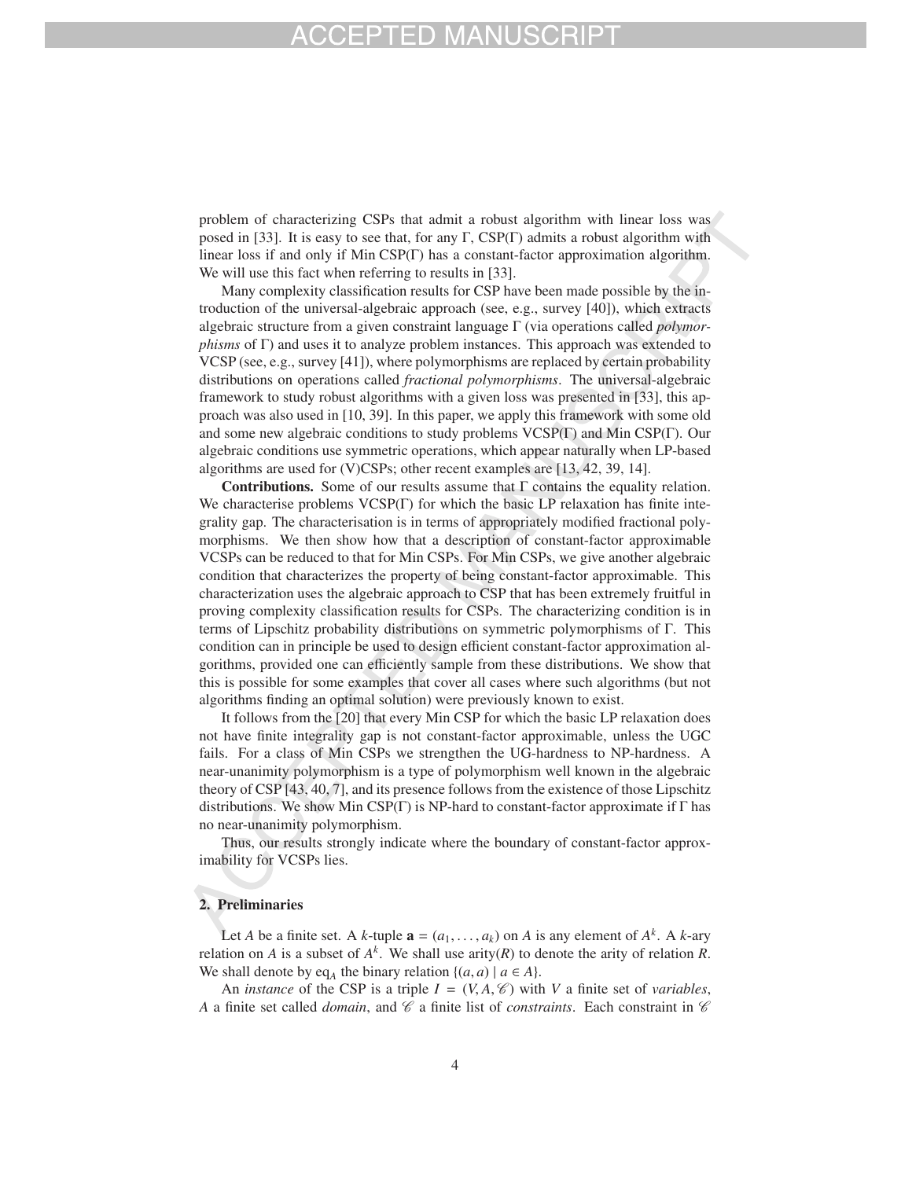problem of characterizing CSPs that admit a robust algorithm with linear loss was posed in [33]. It is easy to see that, for any $\Gamma$, CSP($\Gamma$) admits a robust algorithm with linear loss if and only if Min CSP($\Gamma$) has a constant-factor approximation algorithm. We will use this fact when referring to results in [33].

Many complexity classification results for CSP have been made possible by the introduction of the universal-algebraic approach (see, e.g., survey [40]), which extracts algebraic structure from a given constraint language $\Gamma$ (via operations called *polymorphisms* of $\Gamma$) and uses it to analyze problem instances. This approach was extended to VCSP (see, e.g., survey [41]), where polymorphisms are replaced by certain probability distributions on operations called *fractional polymorphisms*. The universal-algebraic framework to study robust algorithms with a given loss was presented in [33], this approach was also used in [10, 39]. In this paper, we apply this framework with some old and some new algebraic conditions to study problems VCSP($\Gamma$) and Min CSP($\Gamma$). Our algebraic conditions use symmetric operations, which appear naturally when LP-based algorithms are used for (V)CSPs; other recent examples are [13, 42, 39, 14].

**Contributions.** Some of our results assume that $\Gamma$ contains the equality relation. We characterise problems VCSP($\Gamma$) for which the basic LP relaxation has finite integrality gap. The characterisation is in terms of appropriately modified fractional polymorphisms. We then show how that a description of constant-factor approximable VCSPs can be reduced to that for Min CSPs. For Min CSPs, we give another algebraic condition that characterizes the property of being constant-factor approximable. This characterization uses the algebraic approach to CSP that has been extremely fruitful in proving complexity classification results for CSPs. The characterizing condition is in terms of Lipschitz probability distributions on symmetric polymorphisms of $\Gamma$. This condition can in principle be used to design efficient constant-factor approximation algorithms, provided one can efficiently sample from these distributions. We show that this is possible for some examples that cover all cases where such algorithms (but not algorithms finding an optimal solution) were previously known to exist.

It follows from the [20] that every Min CSP for which the basic LP relaxation does not have finite integrality gap is not constant-factor approximable, unless the UGC fails. For a class of Min CSPs we strengthen the UG-hardness to NP-hardness. A near-unanimity polymorphism is a type of polymorphism well known in the algebraic theory of CSP [43, 40, 7], and its presence follows from the existence of those Lipschitz distributions. We show Min CSP($\Gamma$) is NP-hard to constant-factor approximate if $\Gamma$ has no near-unanimity polymorphism.

Thus, our results strongly indicate where the boundary of constant-factor approximability for VCSPs lies.

## 2. Preliminaries

Let $A$ be a finite set. A $k$-tuple $\mathbf{a} = (a_1, \dots, a_k)$ on $A$ is any element of $A^k$. A $k$-ary relation on $A$ is a subset of $A^k$. We shall use arity($R$) to denote the arity of relation $R$. We shall denote by $\text{eq}_A$ the binary relation $\{(a, a) \mid a \in A\}$.

An *instance* of the CSP is a triple $I = (V, A, \mathscr{C})$ with $V$ a finite set of *variables*, $A$ a finite set called *domain*, and $\mathscr{C}$ a finite list of *constraints*. Each constraint in $\mathscr{C}$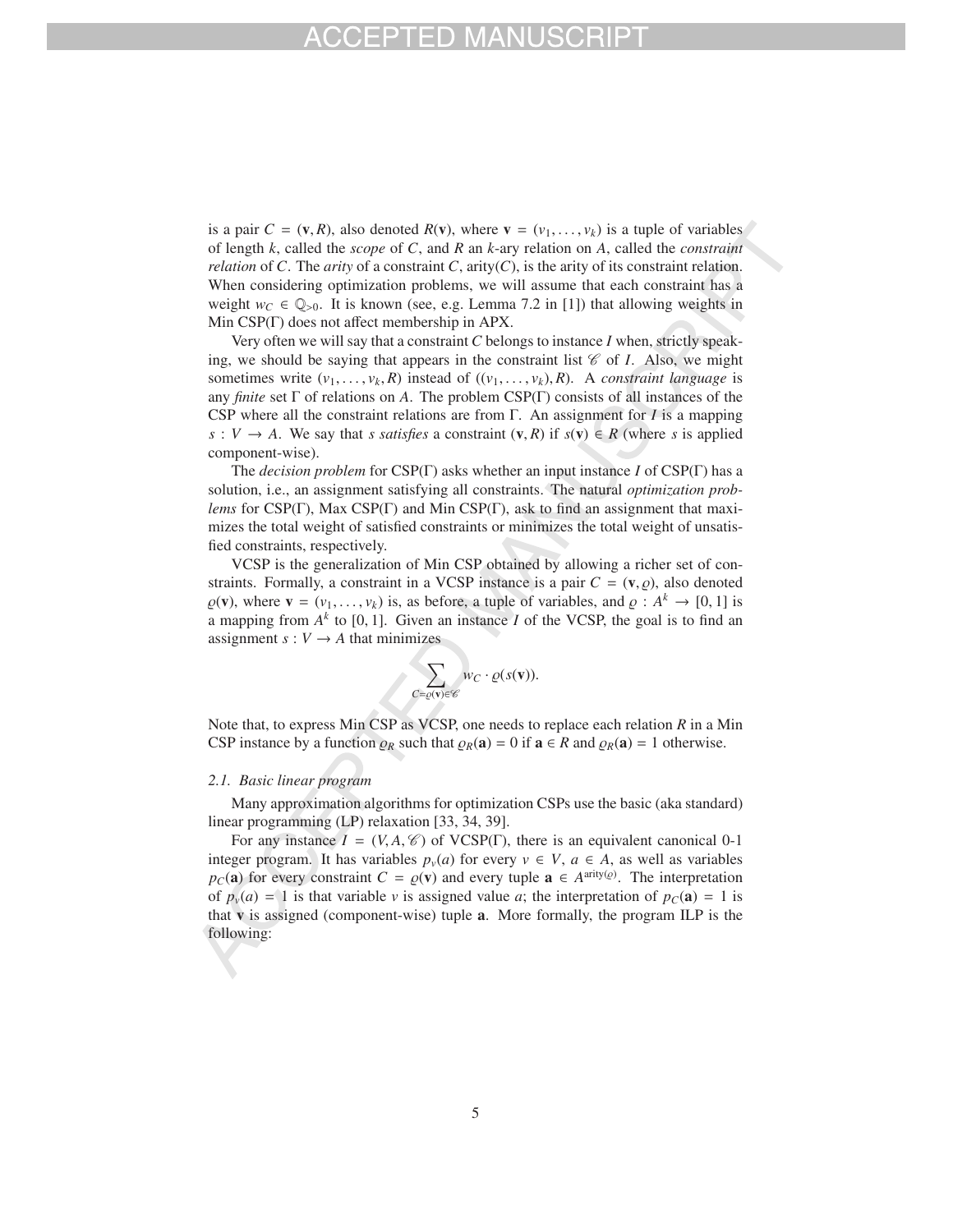is a pair $C = (\mathbf{v}, R)$, also denoted $R(\mathbf{v})$, where $\mathbf{v} = (v_1, \ldots, v_k)$ is a tuple of variables of length $k$, called the *scope* of $C$, and $R$ an $k$-ary relation on $A$, called the *constraint relation* of $C$. The *arity* of a constraint $C$, arity($C$), is the arity of its constraint relation. When considering optimization problems, we will assume that each constraint has a weight $w_C \in \mathbb{Q}_{>0}$. It is known (see, e.g. Lemma 7.2 in [1]) that allowing weights in Min CSP($\Gamma$) does not affect membership in APX.

Very often we will say that a constraint $C$ belongs to instance $I$ when, strictly speaking, we should be saying that appears in the constraint list $\mathscr{C}$ of $I$. Also, we might sometimes write $(v_1, \ldots, v_k, R)$ instead of $((v_1, \ldots, v_k), R)$. A *constraint language* is any *finite* set $\Gamma$ of relations on $A$. The problem CSP($\Gamma$) consists of all instances of the CSP where all the constraint relations are from $\Gamma$. An assignment for $I$ is a mapping $s : V \to A$. We say that $s$ *satisfies* a constraint $(\mathbf{v}, R)$ if $s(\mathbf{v}) \in R$ (where $s$ is applied component-wise).

The *decision problem* for CSP($\Gamma$) asks whether an input instance $I$ of CSP($\Gamma$) has a solution, i.e., an assignment satisfying all constraints. The natural *optimization problems* for CSP($\Gamma$), Max CSP($\Gamma$) and Min CSP($\Gamma$), ask to find an assignment that maximizes the total weight of satisfied constraints or minimizes the total weight of unsatisfied constraints, respectively.

VCSP is the generalization of Min CSP obtained by allowing a richer set of constraints. Formally, a constraint in a VCSP instance is a pair $C = (\mathbf{v}, \varrho)$, also denoted $\varrho(\mathbf{v})$, where $\mathbf{v} = (v_1, \ldots, v_k)$ is, as before, a tuple of variables, and $\varrho : A^k \to [0, 1]$ is a mapping from $A^k$ to $[0, 1]$. Given an instance $I$ of the VCSP, the goal is to find an assignment $s : V \to A$ that minimizes

$$\sum_{C=\varrho(\mathbf{v})\in\mathscr{C}} w_C \cdot \varrho(s(\mathbf{v})).$$

Note that, to express Min CSP as VCSP, one needs to replace each relation $R$ in a Min CSP instance by a function $\varrho_R$ such that $\varrho_R(\mathbf{a}) = 0$ if $\mathbf{a} \in R$ and $\varrho_R(\mathbf{a}) = 1$ otherwise.

### 2.1. Basic linear program

Many approximation algorithms for optimization CSPs use the basic (aka standard) linear programming (LP) relaxation [33, 34, 39].

For any instance $I = (V, A, \mathscr{C})$ of VCSP($\Gamma$), there is an equivalent canonical 0-1 integer program. It has variables $p_v(a)$ for every $v \in V$, $a \in A$, as well as variables $p_C(\mathbf{a})$ for every constraint $C = \varrho(\mathbf{v})$ and every tuple $\mathbf{a} \in A^{\text{arity}(\varrho)}$. The interpretation of $p_v(a) = 1$ is that variable $v$ is assigned value $a$; the interpretation of $p_C(\mathbf{a}) = 1$ is that $\mathbf{v}$ is assigned (component-wise) tuple $\mathbf{a}$. More formally, the program ILP is the following: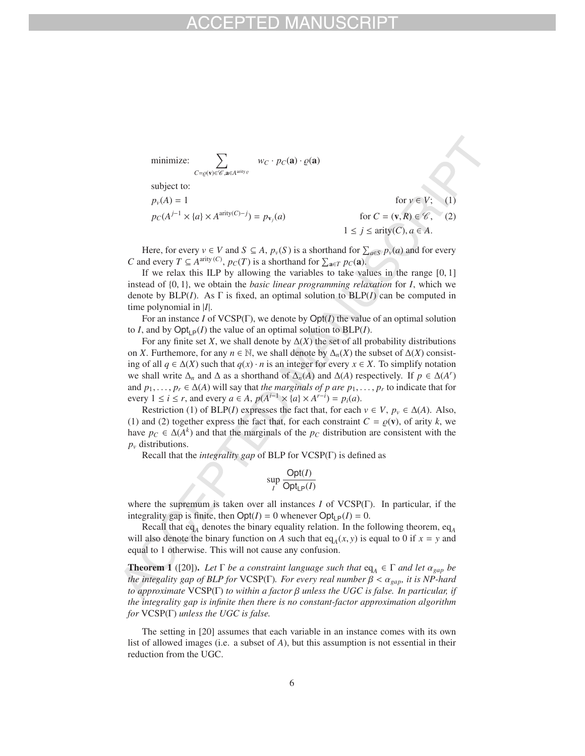$$\text{minimize:} \quad \sum_{C=\varrho(\mathbf{v})\in\mathscr{C}, \mathbf{a}\in A^{\text{arity}\,\varrho}} w_C \cdot p_C(\mathbf{a}) \cdot \varrho(\mathbf{a})$$

subject to:

$$p_v(A) = 1 \qquad \text{for } v \in V; \quad (1)$$

$$p_C(A^{j-1} \times \{a\} \times A^{\text{arity}(C)-j}) = p_{\mathbf{v}_j}(a) \qquad \text{for } C = (\mathbf{v}, R) \in \mathscr{C}, \quad 1 \le j \le \text{arity}(C), a \in A. \quad (2)$$

Here, for every $v \in V$ and $S \subseteq A$, $p_v(S)$ is a shorthand for $\sum_{a\in S} p_v(a)$ and for every $C$ and every $T \subseteq A^{\text{arity}(C)}$, $p_C(T)$ is a shorthand for $\sum_{\mathbf{a}\in T} p_C(\mathbf{a})$.

If we relax this ILP by allowing the variables to take values in the range $[0, 1]$ instead of $\{0, 1\}$, we obtain the *basic linear programming relaxation* for $I$, which we denote by BLP($I$). As $\Gamma$ is fixed, an optimal solution to BLP($I$) can be computed in time polynomial in $|I|$.

For an instance $I$ of VCSP($\Gamma$), we denote by $\mathsf{Opt}(I)$ the value of an optimal solution to $I$, and by $\mathsf{Opt}_{\mathsf{LP}}(I)$ the value of an optimal solution to BLP($I$).

For any finite set $X$, we shall denote by $\Delta(X)$ the set of all probability distributions on $X$. Futhemore, for any $n \in \mathbb{N}$, we shall denote by $\Delta_n(X)$ the subset of $\Delta(X)$ consisting of all $q \in \Delta(X)$ such that $q(x) \cdot n$ is an integer for every $x \in X$. To simplify notation we shall write $\Delta_n$ and $\Delta$ as a shorthand of $\Delta_n(A)$ and $\Delta(A)$ respectively. If $p \in \Delta(A^r)$ and $p_1, \ldots, p_r \in \Delta(A)$ will say that *the marginals of p are* $p_1, \ldots, p_r$ to indicate that for every $1 \le i \le r$, and every $a \in A$, $p(A^{i-1} \times \{a\} \times A^{r-i}) = p_i(a)$.

Restriction (1) of BLP($I$) expresses the fact that, for each $v \in V$, $p_v \in \Delta(A)$. Also, (1) and (2) together express the fact that, for each constraint $C = \varrho(\mathbf{v})$, of arity $k$, we have $p_C \in \Delta(A^k)$ and that the marginals of the $p_C$ distribution are consistent with the $p_v$ distributions.

Recall that the *integrality gap* of BLP for VCSP($\Gamma$) is defined as

$$\sup_I \frac{\mathsf{Opt}(I)}{\mathsf{Opt}_{\mathsf{LP}}(I)}$$

where the supremum is taken over all instances $I$ of VCSP($\Gamma$). In particular, if the integrality gap is finite, then $\mathsf{Opt}(I) = 0$ whenever $\mathsf{Opt}_{\mathsf{LP}}(I) = 0$.

Recall that $\text{eq}_A$ denotes the binary equality relation. In the following theorem, $\text{eq}_A$ will also denote the binary function on $A$ such that $\text{eq}_A(x, y)$ is equal to 0 if $x = y$ and equal to 1 otherwise. This will not cause any confusion.

**Theorem 1** ([20]). *Let $\Gamma$ be a constraint language such that $\text{eq}_A \in \Gamma$ and let $\alpha_{gap}$ be the integrality gap of BLP for* VCSP($\Gamma$)*. For every real number $\beta < \alpha_{gap}$, it is NP-hard to approximate* VCSP($\Gamma$) *to within a factor $\beta$ unless the UGC is false. In particular, if the integrality gap is infinite then there is no constant-factor approximation algorithm for* VCSP($\Gamma$) *unless the UGC is false.*

The setting in [20] assumes that each variable in an instance comes with its own list of allowed images (i.e. a subset of $A$), but this assumption is not essential in their reduction from the UGC.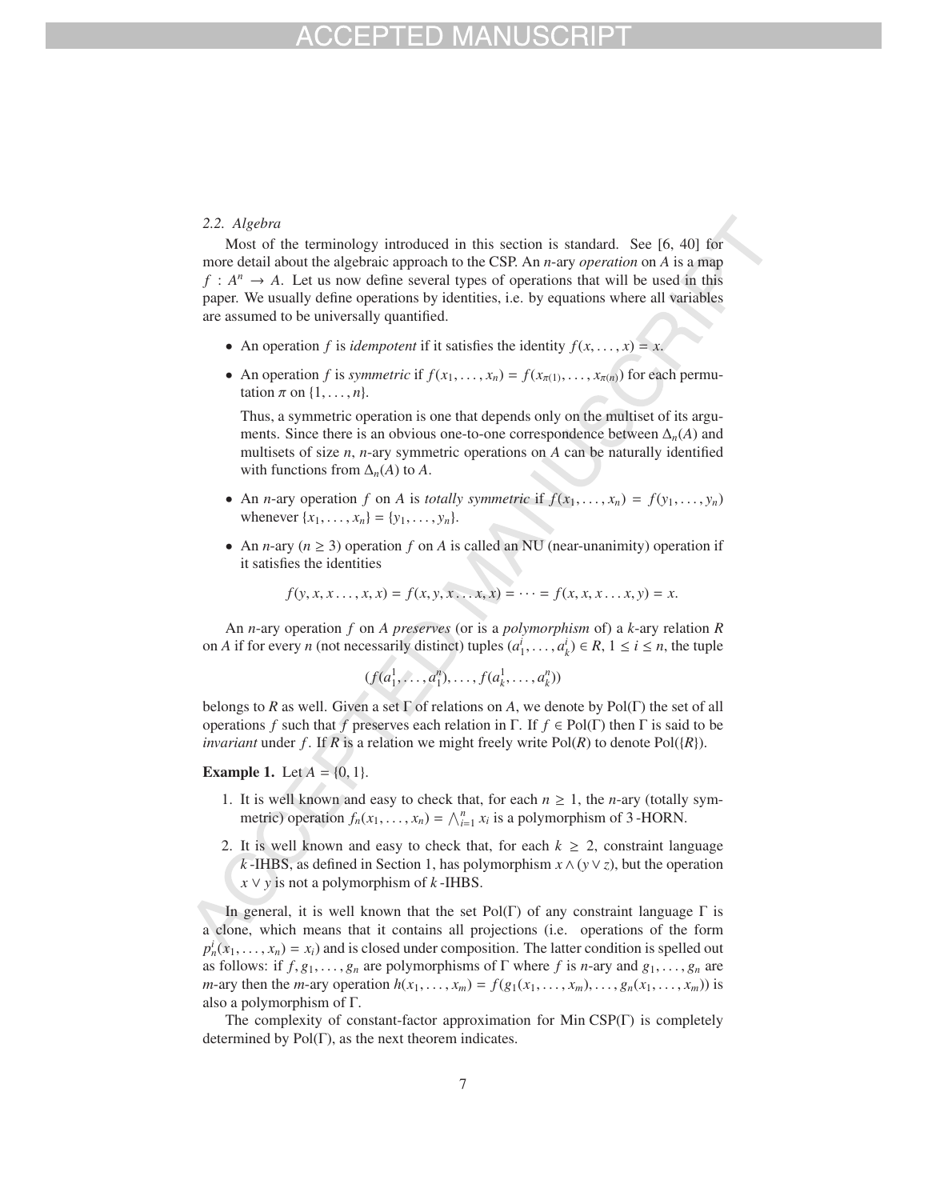### 2.2. Algebra

Most of the terminology introduced in this section is standard. See [6, 40] for more detail about the algebraic approach to the CSP. An $n$-ary *operation* on $A$ is a map $f : A^n \to A$. Let us now define several types of operations that will be used in this paper. We usually define operations by identities, i.e. by equations where all variables are assumed to be universally quantified.

- An operation $f$ is *idempotent* if it satisfies the identity $f(x, \ldots, x) = x$.
- An operation $f$ is *symmetric* if $f(x_1, \ldots, x_n) = f(x_{\pi(1)}, \ldots, x_{\pi(n)})$ for each permutation $\pi$ on $\{1, \ldots, n\}$.

  Thus, a symmetric operation is one that depends only on the multiset of its arguments. Since there is an obvious one-to-one correspondence between $\Delta_n(A)$ and multisets of size $n$, $n$-ary symmetric operations on $A$ can be naturally identified with functions from $\Delta_n(A)$ to $A$.
- An $n$-ary operation $f$ on $A$ is *totally symmetric* if $f(x_1, \ldots, x_n) = f(y_1, \ldots, y_n)$ whenever $\{x_1, \ldots, x_n\} = \{y_1, \ldots, y_n\}$.
- An $n$-ary ($n \geq 3$) operation $f$ on $A$ is called an NU (near-unanimity) operation if it satisfies the identities

$$f(y, x, x \ldots, x, x) = f(x, y, x \ldots, x, x) = \cdots = f(x, x, x \ldots x, y) = x.$$

An $n$-ary operation $f$ on $A$ *preserves* (or is a *polymorphism* of) a $k$-ary relation $R$ on $A$ if for every $n$ (not necessarily distinct) tuples $(a_1^i, \ldots, a_k^i) \in R$, $1 \leq i \leq n$, the tuple

$$(f(a_1^1, \ldots, a_1^n), \ldots, f(a_k^1, \ldots, a_k^n))$$

belongs to $R$ as well. Given a set $\Gamma$ of relations on $A$, we denote by $\text{Pol}(\Gamma)$ the set of all operations $f$ such that $f$ preserves each relation in $\Gamma$. If $f \in \text{Pol}(\Gamma)$ then $\Gamma$ is said to be *invariant* under $f$. If $R$ is a relation we might freely write $\text{Pol}(R)$ to denote $\text{Pol}(\{R\})$.

**Example 1.** Let $A = \{0, 1\}$.

1. It is well known and easy to check that, for each $n \geq 1$, the $n$-ary (totally symmetric) operation $f_n(x_1, \ldots, x_n) = \bigwedge_{i=1}^n x_i$ is a polymorphism of 3-HORN.
2. It is well known and easy to check that, for each $k \geq 2$, constraint language $k$-IHBS, as defined in Section 1, has polymorphism $x \wedge (y \vee z)$, but the operation $x \vee y$ is not a polymorphism of $k$-IHBS.

In general, it is well known that the set $\text{Pol}(\Gamma)$ of any constraint language $\Gamma$ is a clone, which means that it contains all projections (i.e. operations of the form $p_n^i(x_1, \ldots, x_n) = x_i$) and is closed under composition. The latter condition is spelled out as follows: if $f, g_1, \ldots, g_n$ are polymorphisms of $\Gamma$ where $f$ is $n$-ary and $g_1, \ldots, g_n$ are $m$-ary then the $m$-ary operation $h(x_1, \ldots, x_m) = f(g_1(x_1, \ldots, x_m), \ldots, g_n(x_1, \ldots, x_m))$ is also a polymorphism of $\Gamma$.

The complexity of constant-factor approximation for Min CSP($\Gamma$) is completely determined by $\text{Pol}(\Gamma)$, as the next theorem indicates.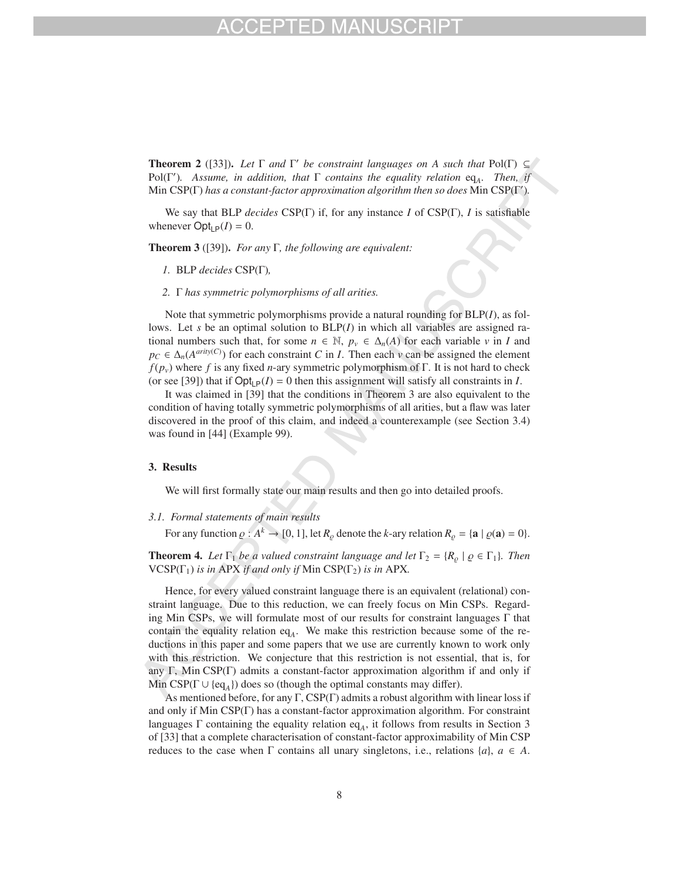**Theorem 2** ([33])**.** *Let $\Gamma$ and $\Gamma'$ be constraint languages on $A$ such that $\mathrm{Pol}(\Gamma) \subseteq \mathrm{Pol}(\Gamma')$. Assume, in addition, that $\Gamma$ contains the equality relation $\mathrm{eq}_A$. Then, if* Min CSP($\Gamma$) *has a constant-factor approximation algorithm then so does* Min CSP($\Gamma'$)*.*

We say that BLP *decides* CSP($\Gamma$) if, for any instance $I$ of CSP($\Gamma$), $I$ is satisfiable whenever $\mathsf{Opt}_{\mathsf{LP}}(I) = 0$.

**Theorem 3** ([39])**.** *For any $\Gamma$, the following are equivalent:*

1. BLP *decides* CSP($\Gamma$)*,*
2. *$\Gamma$ has symmetric polymorphisms of all arities.*

Note that symmetric polymorphisms provide a natural rounding for BLP($I$), as follows. Let $s$ be an optimal solution to BLP($I$) in which all variables are assigned rational numbers such that, for some $n \in \mathbb{N}$, $p_v \in \Delta_n(A)$ for each variable $v$ in $I$ and $p_C \in \Delta_n(A^{arity(C)})$ for each constraint $C$ in $I$. Then each $v$ can be assigned the element $f(p_v)$ where $f$ is any fixed $n$-ary symmetric polymorphism of $\Gamma$. It is not hard to check (or see [39]) that if $\mathsf{Opt}_{\mathsf{LP}}(I) = 0$ then this assignment will satisfy all constraints in $I$.

It was claimed in [39] that the conditions in Theorem 3 are also equivalent to the condition of having totally symmetric polymorphisms of all arities, but a flaw was later discovered in the proof of this claim, and indeed a counterexample (see Section 3.4) was found in [44] (Example 99).

### 3. Results

We will first formally state our main results and then go into detailed proofs.

#### 3.1. Formal statements of main results

For any function $\varrho : A^k \to [0, 1]$, let $R_\varrho$ denote the $k$-ary relation $R_\varrho = \{\mathbf{a} \mid \varrho(\mathbf{a}) = 0\}$.

**Theorem 4.** *Let $\Gamma_1$ be a valued constraint language and let $\Gamma_2 = \{R_\varrho \mid \varrho \in \Gamma_1\}$. Then* VCSP($\Gamma_1$) *is in* APX *if and only if* Min CSP($\Gamma_2$) *is in* APX*.*

Hence, for every valued constraint language there is an equivalent (relational) constraint language. Due to this reduction, we can freely focus on Min CSPs. Regarding Min CSPs, we will formulate most of our results for constraint languages $\Gamma$ that contain the equality relation $\mathrm{eq}_A$. We make this restriction because some of the reductions in this paper and some papers that we use are currently known to work only with this restriction. We conjecture that this restriction is not essential, that is, for any $\Gamma$, Min CSP($\Gamma$) admits a constant-factor approximation algorithm if and only if Min CSP($\Gamma \cup \{\mathrm{eq}_A\}$) does so (though the optimal constants may differ).

As mentioned before, for any $\Gamma$, CSP($\Gamma$) admits a robust algorithm with linear loss if and only if Min CSP($\Gamma$) has a constant-factor approximation algorithm. For constraint languages $\Gamma$ containing the equality relation $\mathrm{eq}_A$, it follows from results in Section 3 of [33] that a complete characterisation of constant-factor approximability of Min CSP reduces to the case when $\Gamma$ contains all unary singletons, i.e., relations $\{a\}$, $a \in A$.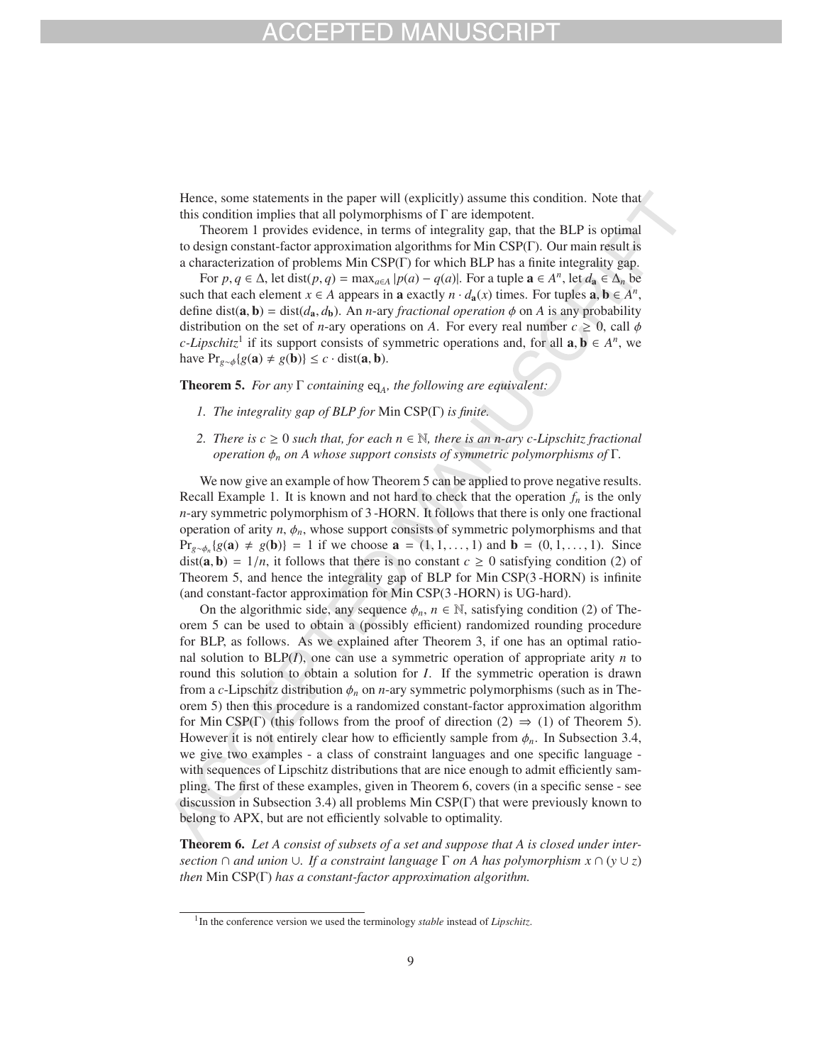Hence, some statements in the paper will (explicitly) assume this condition. Note that this condition implies that all polymorphisms of $\Gamma$ are idempotent.

Theorem 1 provides evidence, in terms of integrality gap, that the BLP is optimal to design constant-factor approximation algorithms for Min CSP($\Gamma$). Our main result is a characterization of problems Min CSP($\Gamma$) for which BLP has a finite integrality gap.

For $p, q \in \Delta$, let $\text{dist}(p, q) = \max_{a \in A} |p(a) - q(a)|$. For a tuple $\mathbf{a} \in A^n$, let $d_{\mathbf{a}} \in \Delta_n$ be such that each element $x \in A$ appears in $\mathbf{a}$ exactly $n \cdot d_{\mathbf{a}}(x)$ times. For tuples $\mathbf{a}, \mathbf{b} \in A^n$, define $\text{dist}(\mathbf{a}, \mathbf{b}) = \text{dist}(d_{\mathbf{a}}, d_{\mathbf{b}})$. An $n$-ary *fractional operation* $\phi$ on $A$ is any probability distribution on the set of $n$-ary operations on $A$. For every real number $c \geq 0$, call $\phi$ *c-Lipschitz*[1] if its support consists of symmetric operations and, for all $\mathbf{a}, \mathbf{b} \in A^n$, we have $\Pr_{g \sim \phi}\{g(\mathbf{a}) \neq g(\mathbf{b})\} \leq c \cdot \text{dist}(\mathbf{a}, \mathbf{b})$.

**Theorem 5.** *For any $\Gamma$ containing* $\text{eq}_A$*, the following are equivalent:*

1. *The integrality gap of BLP for* Min CSP($\Gamma$) *is finite.*
2. *There is $c \geq 0$ such that, for each $n \in \mathbb{N}$, there is an $n$-ary $c$-Lipschitz fractional operation $\phi_n$ on $A$ whose support consists of symmetric polymorphisms of $\Gamma$.*

We now give an example of how Theorem 5 can be applied to prove negative results. Recall Example 1. It is known and not hard to check that the operation $f_n$ is the only $n$-ary symmetric polymorphism of 3-HORN. It follows that there is only one fractional operation of arity $n$, $\phi_n$, whose support consists of symmetric polymorphisms and that $\Pr_{g \sim \phi_n}\{g(\mathbf{a}) \neq g(\mathbf{b})\} = 1$ if we choose $\mathbf{a} = (1, 1, \ldots, 1)$ and $\mathbf{b} = (0, 1, \ldots, 1)$. Since $\text{dist}(\mathbf{a}, \mathbf{b}) = 1/n$, it follows that there is no constant $c \geq 0$ satisfying condition (2) of Theorem 5, and hence the integrality gap of BLP for Min CSP(3-HORN) is infinite (and constant-factor approximation for Min CSP(3-HORN) is UG-hard).

On the algorithmic side, any sequence $\phi_n$, $n \in \mathbb{N}$, satisfying condition (2) of Theorem 5 can be used to obtain a (possibly efficient) randomized rounding procedure for BLP, as follows. As we explained after Theorem 3, if one has an optimal rational solution to BLP($I$), one can use a symmetric operation of appropriate arity $n$ to round this solution to obtain a solution for $I$. If the symmetric operation is drawn from a $c$-Lipschitz distribution $\phi_n$ on $n$-ary symmetric polymorphisms (such as in Theorem 5) then this procedure is a randomized constant-factor approximation algorithm for Min CSP($\Gamma$) (this follows from the proof of direction (2) $\Rightarrow$ (1) of Theorem 5). However it is not entirely clear how to efficiently sample from $\phi_n$. In Subsection 3.4, we give two examples - a class of constraint languages and one specific language - with sequences of Lipschitz distributions that are nice enough to admit efficiently sampling. The first of these examples, given in Theorem 6, covers (in a specific sense - see discussion in Subsection 3.4) all problems Min CSP($\Gamma$) that were previously known to belong to APX, but are not efficiently solvable to optimality.

**Theorem 6.** *Let $A$ consist of subsets of a set and suppose that $A$ is closed under intersection $\cap$ and union $\cup$. If a constraint language $\Gamma$ on $A$ has polymorphism $x \cap (y \cup z)$ then* Min CSP($\Gamma$) *has a constant-factor approximation algorithm.*

[1] In the conference version we used the terminology *stable* instead of *Lipschitz*.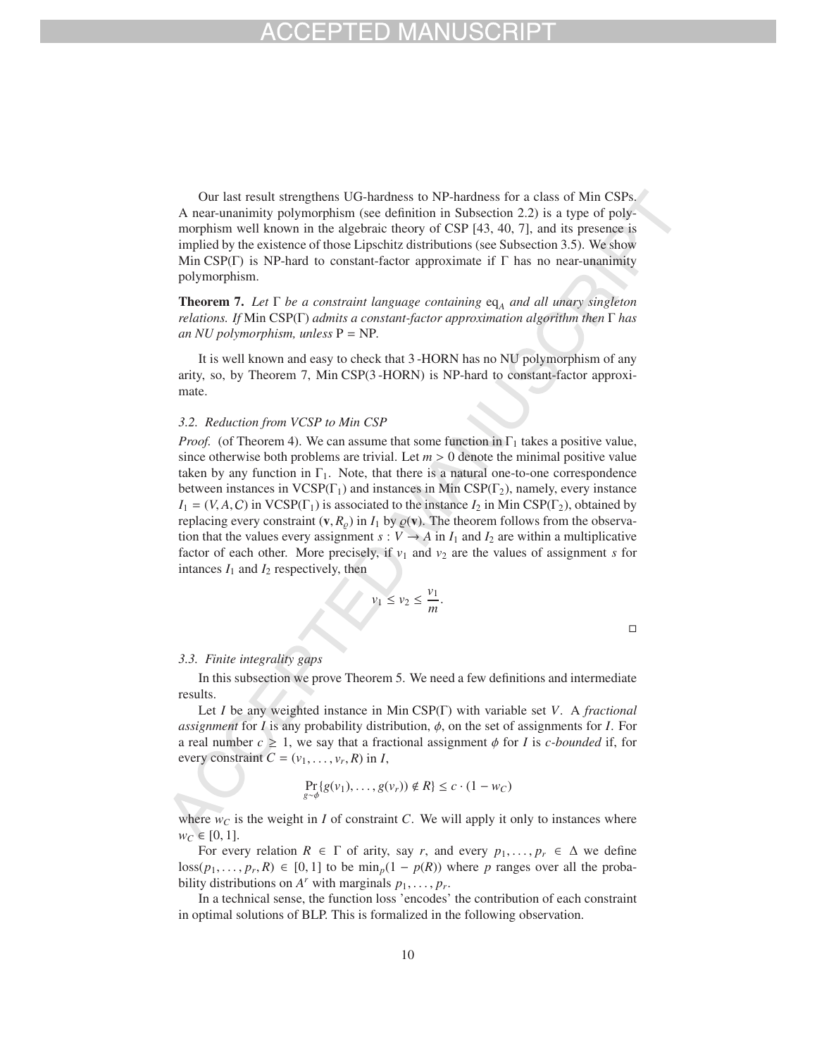Our last result strengthens UG-hardness to NP-hardness for a class of Min CSPs. A near-unanimity polymorphism (see definition in Subsection 2.2) is a type of polymorphism well known in the algebraic theory of CSP [43, 40, 7], and its presence is implied by the existence of those Lipschitz distributions (see Subsection 3.5). We show Min CSP($\Gamma$) is NP-hard to constant-factor approximate if $\Gamma$ has no near-unanimity polymorphism.

**Theorem 7.** *Let $\Gamma$ be a constraint language containing $\text{eq}_A$ and all unary singleton relations. If* Min CSP($\Gamma$) *admits a constant-factor approximation algorithm then $\Gamma$ has an NU polymorphism, unless* P = NP.

It is well known and easy to check that 3-HORN has no NU polymorphism of any arity, so, by Theorem 7, Min CSP(3-HORN) is NP-hard to constant-factor approximate.

### 3.2. Reduction from VCSP to Min CSP

*Proof.* (of Theorem 4). We can assume that some function in $\Gamma_1$ takes a positive value, since otherwise both problems are trivial. Let $m > 0$ denote the minimal positive value taken by any function in $\Gamma_1$. Note, that there is a natural one-to-one correspondence between instances in VCSP($\Gamma_1$) and instances in Min CSP($\Gamma_2$), namely, every instance $I_1 = (V, A, C)$ in VCSP($\Gamma_1$) is associated to the instance $I_2$ in Min CSP($\Gamma_2$), obtained by replacing every constraint $(\mathbf{v}, R_\varrho)$ in $I_1$ by $\varrho(\mathbf{v})$. The theorem follows from the observation that the values every assignment $s : V \to A$ in $I_1$ and $I_2$ are within a multiplicative factor of each other. More precisely, if $v_1$ and $v_2$ are the values of assignment $s$ for intances $I_1$ and $I_2$ respectively, then

$$v_1 \leq v_2 \leq \frac{v_1}{m}.$$

□

### 3.3. Finite integrality gaps

In this subsection we prove Theorem 5. We need a few definitions and intermediate results.

Let $I$ be any weighted instance in Min CSP($\Gamma$) with variable set $V$. A *fractional assignment* for $I$ is any probability distribution, $\phi$, on the set of assignments for $I$. For a real number $c \geq 1$, we say that a fractional assignment $\phi$ for $I$ is *$c$-bounded* if, for every constraint $C = (v_1, \ldots, v_r, R)$ in $I$,

$$\Pr_{g \sim \phi}\{g(v_1), \ldots, g(v_r)) \notin R\} \leq c \cdot (1 - w_C)$$

where $w_C$ is the weight in $I$ of constraint $C$. We will apply it only to instances where $w_C \in [0, 1]$.

For every relation $R \in \Gamma$ of arity, say $r$, and every $p_1, \ldots, p_r \in \Delta$ we define $\text{loss}(p_1, \ldots, p_r, R) \in [0, 1]$ to be $\min_p(1 - p(R))$ where $p$ ranges over all the probability distributions on $A^r$ with marginals $p_1, \ldots, p_r$.

In a technical sense, the function loss 'encodes' the contribution of each constraint in optimal solutions of BLP. This is formalized in the following observation.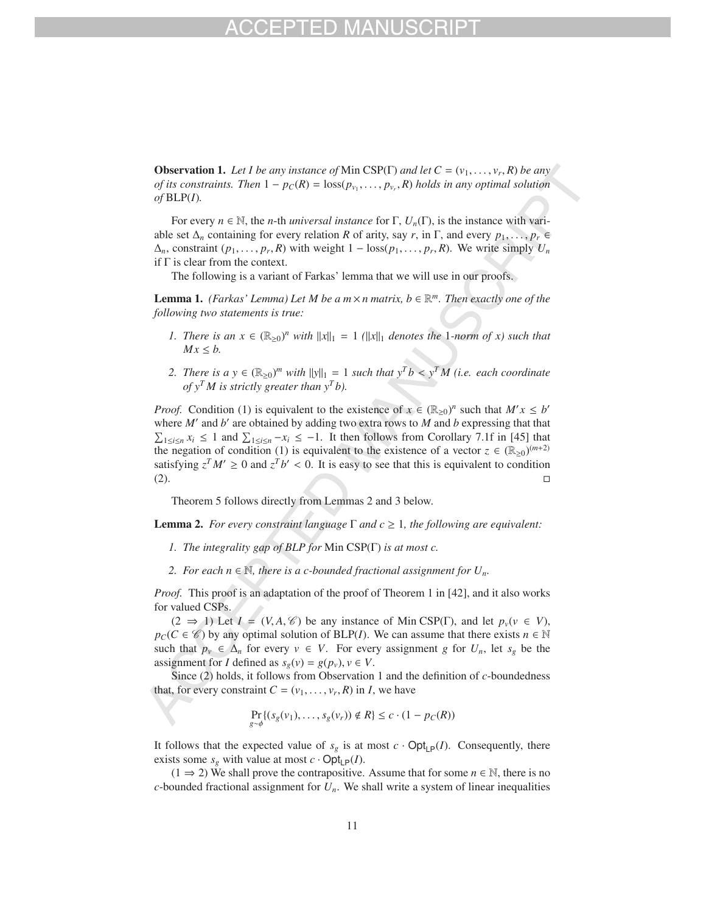**Observation 1.** *Let $I$ be any instance of* Min CSP($\Gamma$) *and let $C = (v_1, \ldots, v_r, R)$ be any of its constraints. Then $1 - p_C(R) = \text{loss}(p_{v_1}, \ldots, p_{v_r}, R)$ holds in any optimal solution of* BLP($I$)*.*

For every $n \in \mathbb{N}$, the $n$-th *universal instance* for $\Gamma$, $U_n(\Gamma)$, is the instance with variable set $\Delta_n$ containing for every relation $R$ of arity, say $r$, in $\Gamma$, and every $p_1, \ldots, p_r \in \Delta_n$, constraint $(p_1, \ldots, p_r, R)$ with weight $1 - \text{loss}(p_1, \ldots, p_r, R)$. We write simply $U_n$ if $\Gamma$ is clear from the context.

The following is a variant of Farkas' lemma that we will use in our proofs.

**Lemma 1.** *(Farkas' Lemma) Let $M$ be a $m \times n$ matrix, $b \in \mathbb{R}^m$. Then exactly one of the following two statements is true:*

1. *There is an $x \in (\mathbb{R}_{\geq 0})^n$ with $\|x\|_1 = 1$ ($\|x\|_1$ denotes the 1-norm of $x$) such that $Mx \leq b$.*
2. *There is a $y \in (\mathbb{R}_{\geq 0})^m$ with $\|y\|_1 = 1$ such that $y^T b < y^T M$ (i.e. each coordinate of $y^T M$ is strictly greater than $y^T b$).*

*Proof.* Condition (1) is equivalent to the existence of $x \in (\mathbb{R}_{\geq 0})^n$ such that $M'x \leq b'$ where $M'$ and $b'$ are obtained by adding two extra rows to $M$ and $b$ expressing that that $\sum_{1 \leq i \leq n} x_i \leq 1$ and $\sum_{1 \leq i \leq n} -x_i \leq -1$. It then follows from Corollary 7.1f in [45] that the negation of condition (1) is equivalent to the existence of a vector $z \in (\mathbb{R}_{\geq 0})^{(m+2)}$ satisfying $z^T M' \geq 0$ and $z^T b' < 0$. It is easy to see that this is equivalent to condition (2). $\square$

Theorem 5 follows directly from Lemmas 2 and 3 below.

**Lemma 2.** *For every constraint language $\Gamma$ and $c \geq 1$, the following are equivalent:*

1. *The integrality gap of BLP for* Min CSP($\Gamma$) *is at most $c$.*
2. *For each $n \in \mathbb{N}$, there is a $c$-bounded fractional assignment for $U_n$.*

*Proof.* This proof is an adaptation of the proof of Theorem 1 in [42], and it also works for valued CSPs.

($2 \Rightarrow 1$) Let $I = (V, A, \mathscr{C})$ be any instance of Min CSP($\Gamma$), and let $p_v (v \in V)$, $p_C (C \in \mathscr{C})$ by any optimal solution of BLP($I$). We can assume that there exists $n \in \mathbb{N}$ such that $p_v \in \Delta_n$ for every $v \in V$. For every assignment $g$ for $U_n$, let $s_g$ be the assignment for $I$ defined as $s_g(v) = g(p_v), v \in V$.

Since (2) holds, it follows from Observation 1 and the definition of $c$-boundedness that, for every constraint $C = (v_1, \ldots, v_r, R)$ in $I$, we have

$$\Pr_{g \sim \phi}\{(s_g(v_1), \ldots, s_g(v_r)) \notin R\} \leq c \cdot (1 - p_C(R))$$

It follows that the expected value of $s_g$ is at most $c \cdot \mathsf{Opt}_{\mathsf{LP}}(I)$. Consequently, there exists some $s_g$ with value at most $c \cdot \mathsf{Opt}_{\mathsf{LP}}(I)$.

($1 \Rightarrow 2$) We shall prove the contrapositive. Assume that for some $n \in \mathbb{N}$, there is no $c$-bounded fractional assignment for $U_n$. We shall write a system of linear inequalities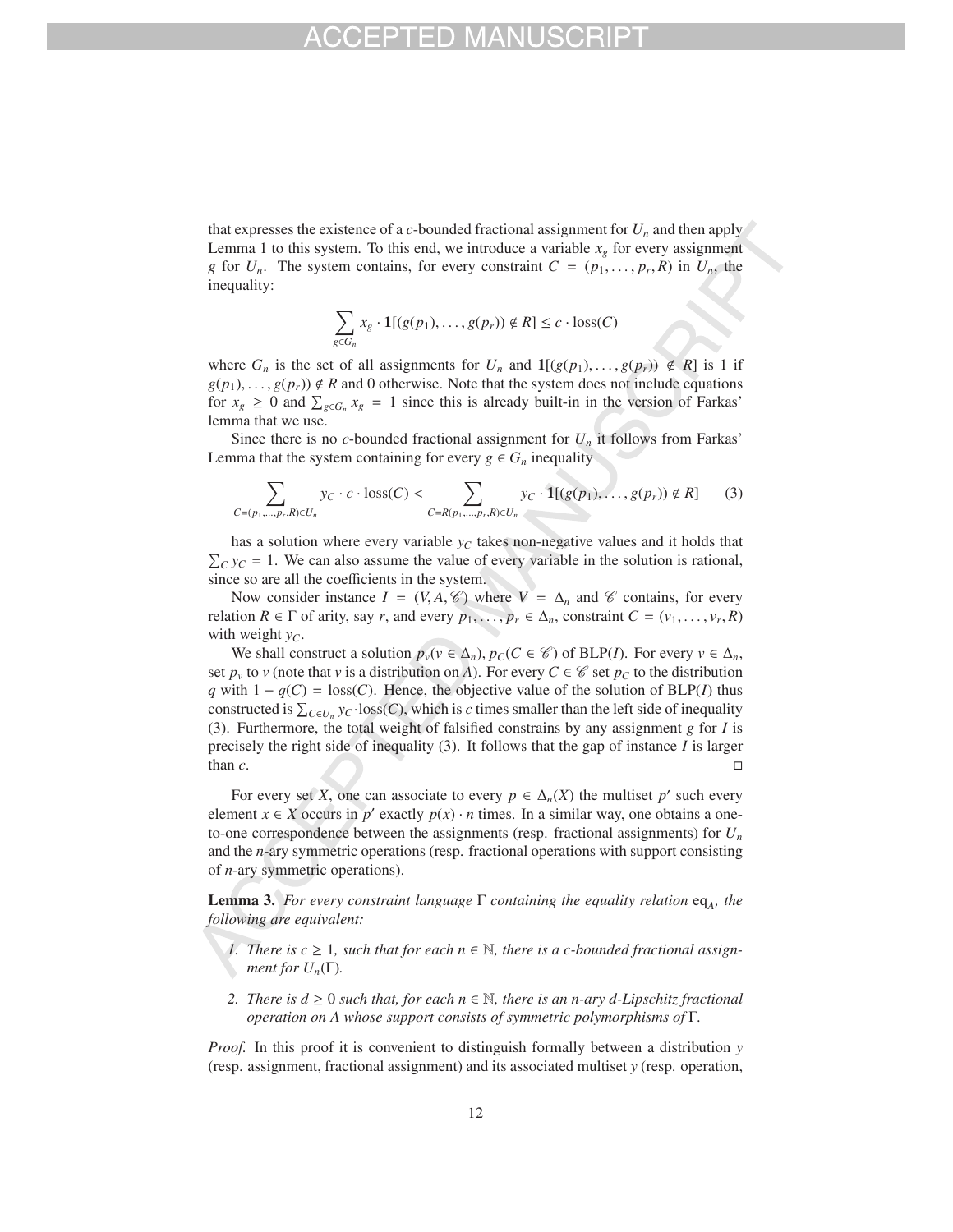that expresses the existence of a $c$-bounded fractional assignment for $U_n$ and then apply Lemma 1 to this system. To this end, we introduce a variable $x_g$ for every assignment $g$ for $U_n$. The system contains, for every constraint $C = (p_1, \ldots, p_r, R)$ in $U_n$, the inequality:

$$\sum_{g \in G_n} x_g \cdot \mathbf{1}[(g(p_1), \ldots, g(p_r)) \notin R] \leq c \cdot \text{loss}(C)$$

where $G_n$ is the set of all assignments for $U_n$ and $\mathbf{1}[(g(p_1), \ldots, g(p_r)) \notin R]$ is 1 if $g(p_1), \ldots, g(p_r)) \notin R$ and 0 otherwise. Note that the system does not include equations for $x_g \geq 0$ and $\sum_{g \in G_n} x_g = 1$ since this is already built-in in the version of Farkas' lemma that we use.

Since there is no $c$-bounded fractional assignment for $U_n$ it follows from Farkas' Lemma that the system containing for every $g \in G_n$ inequality

$$\sum_{C=(p_1,\ldots,p_r,R)\in U_n} y_C \cdot c \cdot \text{loss}(C) < \sum_{C=R(p_1,\ldots,p_r,R)\in U_n} y_C \cdot \mathbf{1}[(g(p_1), \ldots, g(p_r)) \notin R] \tag{3}$$

has a solution where every variable $y_C$ takes non-negative values and it holds that $\sum_C y_C = 1$. We can also assume the value of every variable in the solution is rational, since so are all the coefficients in the system.

Now consider instance $I = (V, A, \mathscr{C})$ where $V = \Delta_n$ and $\mathscr{C}$ contains, for every relation $R \in \Gamma$ of arity, say $r$, and every $p_1, \ldots, p_r \in \Delta_n$, constraint $C = (v_1, \ldots, v_r, R)$ with weight $y_C$.

We shall construct a solution $p_v (v \in \Delta_n)$, $p_C (C \in \mathscr{C})$ of BLP($I$). For every $v \in \Delta_n$, set $p_v$ to $v$ (note that $v$ is a distribution on $A$). For every $C \in \mathscr{C}$ set $p_C$ to the distribution $q$ with $1 - q(C) = \text{loss}(C)$. Hence, the objective value of the solution of BLP($I$) thus constructed is $\sum_{C \in U_n} y_C \cdot \text{loss}(C)$, which is $c$ times smaller than the left side of inequality (3). Furthermore, the total weight of falsified constrains by any assignment $g$ for $I$ is precisely the right side of inequality (3). It follows that the gap of instance $I$ is larger than $c$. ◻

For every set $X$, one can associate to every $p \in \Delta_n(X)$ the multiset $p'$ such every element $x \in X$ occurs in $p'$ exactly $p(x) \cdot n$ times. In a similar way, one obtains a one-to-one correspondence between the assignments (resp. fractional assignments) for $U_n$ and the $n$-ary symmetric operations (resp. fractional operations with support consisting of $n$-ary symmetric operations).

**Lemma 3.** *For every constraint language $\Gamma$ containing the equality relation $\text{eq}_A$, the following are equivalent:*

1. *There is $c \geq 1$, such that for each $n \in \mathbb{N}$, there is a $c$-bounded fractional assignment for $U_n(\Gamma)$.*
2. *There is $d \geq 0$ such that, for each $n \in \mathbb{N}$, there is an $n$-ary $d$-Lipschitz fractional operation on $A$ whose support consists of symmetric polymorphisms of $\Gamma$.*

*Proof.* In this proof it is convenient to distinguish formally between a distribution $y$ (resp. assignment, fractional assignment) and its associated multiset $y$ (resp. operation,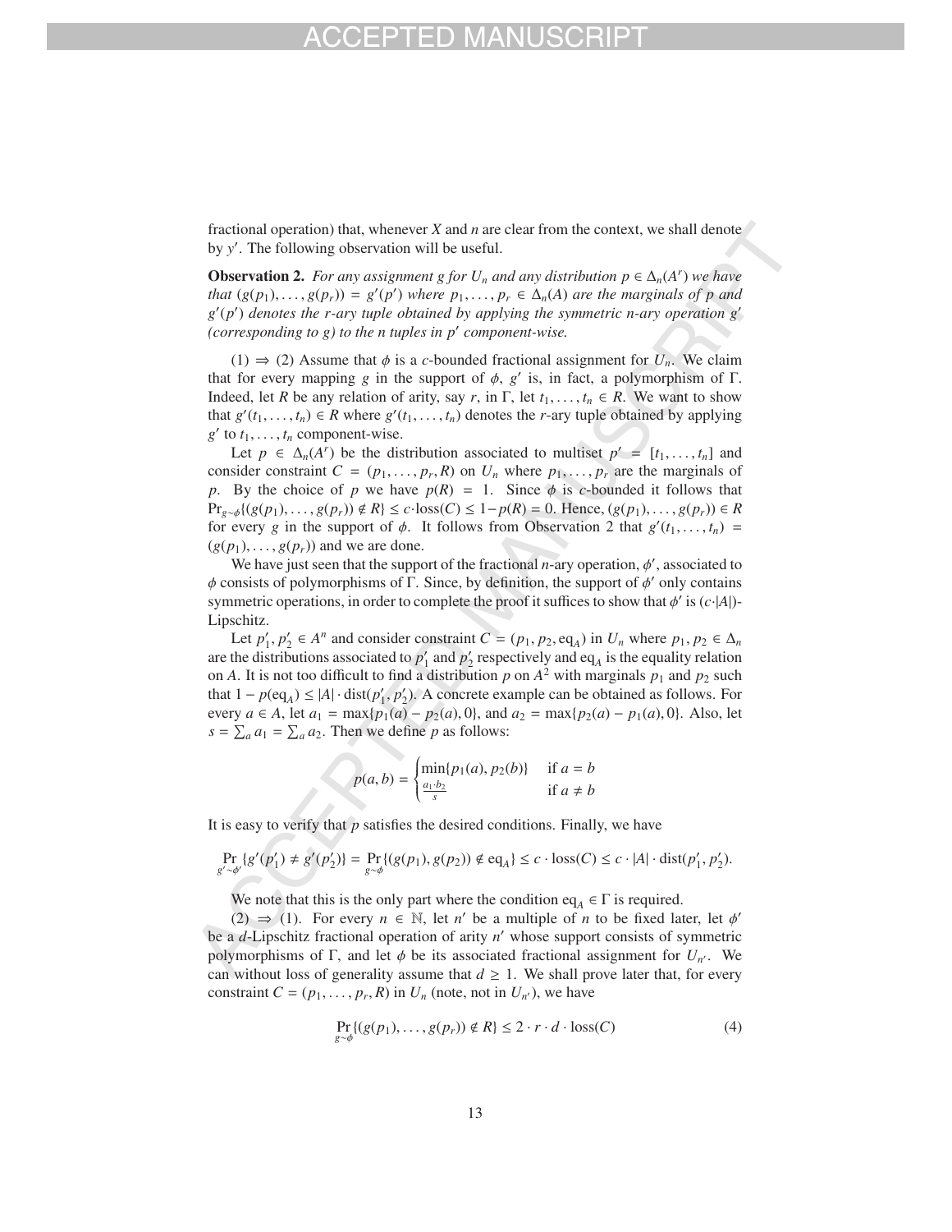fractional operation) that, whenever $X$ and $n$ are clear from the context, we shall denote by $y'$. The following observation will be useful.

**Observation 2.** *For any assignment $g$ for $U_n$ and any distribution $p \in \Delta_n(A^r)$ we have that $(g(p_1), \ldots, g(p_r)) = g'(p')$ where $p_1, \ldots, p_r \in \Delta_n(A)$ are the marginals of $p$ and $g'(p')$ denotes the $r$-ary tuple obtained by applying the symmetric $n$-ary operation $g'$ (corresponding to $g$) to the $n$ tuples in $p'$ component-wise.*

(1) $\Rightarrow$ (2) Assume that $\phi$ is a $c$-bounded fractional assignment for $U_n$. We claim that for every mapping $g$ in the support of $\phi$, $g'$ is, in fact, a polymorphism of $\Gamma$. Indeed, let $R$ be any relation of arity, say $r$, in $\Gamma$, let $t_1, \ldots, t_n \in R$. We want to show that $g'(t_1, \ldots, t_n) \in R$ where $g'(t_1, \ldots, t_n)$ denotes the $r$-ary tuple obtained by applying $g'$ to $t_1, \ldots, t_n$ component-wise.

Let $p \in \Delta_n(A^r)$ be the distribution associated to multiset $p' = [t_1, \ldots, t_n]$ and consider constraint $C = (p_1, \ldots, p_r, R)$ on $U_n$ where $p_1, \ldots, p_r$ are the marginals of $p$. By the choice of $p$ we have $p(R) = 1$. Since $\phi$ is $c$-bounded it follows that $\Pr_{g \sim \phi}\{(g(p_1), \ldots, g(p_r)) \notin R\} \leq c \cdot \text{loss}(C) \leq 1 - p(R) = 0$. Hence, $(g(p_1), \ldots, g(p_r)) \in R$ for every $g$ in the support of $\phi$. It follows from Observation 2 that $g'(t_1, \ldots, t_n) = (g(p_1), \ldots, g(p_r))$ and we are done.

We have just seen that the support of the fractional $n$-ary operation, $\phi'$, associated to $\phi$ consists of polymorphisms of $\Gamma$. Since, by definition, the support of $\phi'$ only contains symmetric operations, in order to complete the proof it suffices to show that $\phi'$ is $(c \cdot |A|)$-Lipschitz.

Let $p'_1, p'_2 \in A^n$ and consider constraint $C = (p_1, p_2, \text{eq}_A)$ in $U_n$ where $p_1, p_2 \in \Delta_n$ are the distributions associated to $p'_1$ and $p'_2$ respectively and $\text{eq}_A$ is the equality relation on $A$. It is not too difficult to find a distribution $p$ on $A^2$ with marginals $p_1$ and $p_2$ such that $1 - p(\text{eq}_A) \leq |A| \cdot \text{dist}(p'_1, p'_2)$. A concrete example can be obtained as follows. For every $a \in A$, let $a_1 = \max\{p_1(a) - p_2(a), 0\}$, and $a_2 = \max\{p_2(a) - p_1(a), 0\}$. Also, let $s = \sum_a a_1 = \sum_a a_2$. Then we define $p$ as follows:

$$p(a, b) = \begin{cases} \min\{p_1(a), p_2(b)\} & \text{if } a = b \\ \frac{a_1 \cdot b_2}{s} & \text{if } a \neq b \end{cases}$$

It is easy to verify that $p$ satisfies the desired conditions. Finally, we have

$$\Pr_{g' \sim \phi'}\{g'(p'_1) \neq g'(p'_2)\} = \Pr_{g \sim \phi}\{(g(p_1), g(p_2)) \notin \text{eq}_A\} \leq c \cdot \text{loss}(C) \leq c \cdot |A| \cdot \text{dist}(p'_1, p'_2).$$

We note that this is the only part where the condition $\text{eq}_A \in \Gamma$ is required.

(2) $\Rightarrow$ (1). For every $n \in \mathbb{N}$, let $n'$ be a multiple of $n$ to be fixed later, let $\phi'$ be a $d$-Lipschitz fractional operation of arity $n'$ whose support consists of symmetric polymorphisms of $\Gamma$, and let $\phi$ be its associated fractional assignment for $U_{n'}$. We can without loss of generality assume that $d \geq 1$. We shall prove later that, for every constraint $C = (p_1, \ldots, p_r, R)$ in $U_n$ (note, not in $U_{n'}$), we have

$$\Pr_{g \sim \phi}\{(g(p_1), \ldots, g(p_r)) \notin R\} \leq 2 \cdot r \cdot d \cdot \text{loss}(C) \tag{4}$$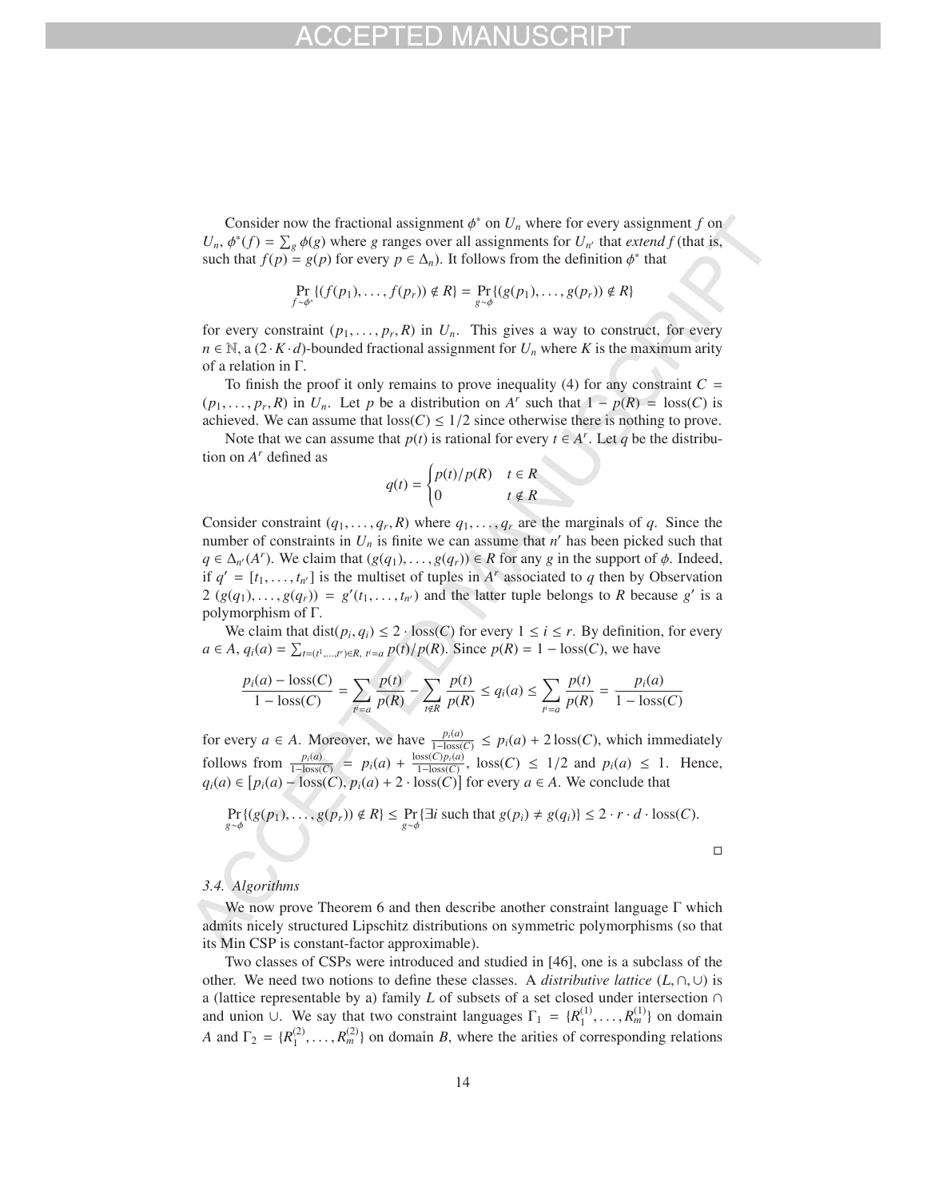Consider now the fractional assignment $\phi^*$ on $U_n$ where for every assignment $f$ on $U_n$, $\phi^*(f) = \sum_g \phi(g)$ where $g$ ranges over all assignments for $U_{n'}$ that *extend* $f$ (that is, such that $f(p) = g(p)$ for every $p \in \Delta_n$). It follows from the definition $\phi^*$ that

$$\Pr_{f\sim\phi^*}\{(f(p_1),\ldots,f(p_r)) \notin R\} = \Pr_{g\sim\phi}\{(g(p_1),\ldots,g(p_r)) \notin R\}$$

for every constraint $(p_1,\ldots,p_r,R)$ in $U_n$. This gives a way to construct, for every $n \in \mathbb{N}$, a $(2\cdot K\cdot d)$-bounded fractional assignment for $U_n$ where $K$ is the maximum arity of a relation in $\Gamma$.

To finish the proof it only remains to prove inequality (4) for any constraint $C = (p_1,\ldots,p_r,R)$ in $U_n$. Let $p$ be a distribution on $A^r$ such that $1 - p(R) = \text{loss}(C)$ is achieved. We can assume that $\text{loss}(C) \leq 1/2$ since otherwise there is nothing to prove.

Note that we can assume that $p(t)$ is rational for every $t \in A^r$. Let $q$ be the distribution on $A^r$ defined as

$$q(t) = \begin{cases} p(t)/p(R) & t \in R \\ 0 & t \notin R \end{cases}$$

Consider constraint $(q_1,\ldots,q_r,R)$ where $q_1,\ldots,q_r$ are the marginals of $q$. Since the number of constraints in $U_n$ is finite we can assume that $n'$ has been picked such that $q \in \Delta_{n'}(A^r)$. We claim that $(g(q_1),\ldots,g(q_r)) \in R$ for any $g$ in the support of $\phi$. Indeed, if $q' = [t_1,\ldots,t_{n'}]$ is the multiset of tuples in $A^r$ associated to $q$ then by Observation 2 $(g(q_1),\ldots,g(q_r)) = g'(t_1,\ldots,t_{n'})$ and the latter tuple belongs to $R$ because $g'$ is a polymorphism of $\Gamma$.

We claim that $\text{dist}(p_i,q_i) \leq 2\cdot\text{loss}(C)$ for every $1 \leq i \leq r$. By definition, for every $a \in A$, $q_i(a) = \sum_{t=(t^1,\ldots,t^r)\in R,\ t^i=a} p(t)/p(R)$. Since $p(R) = 1 - \text{loss}(C)$, we have

$$\frac{p_i(a) - \text{loss}(C)}{1 - \text{loss}(C)} = \sum_{t^i=a}\frac{p(t)}{p(R)} - \sum_{t\notin R}\frac{p(t)}{p(R)} \leq q_i(a) \leq \sum_{t^i=a}\frac{p(t)}{p(R)} = \frac{p_i(a)}{1-\text{loss}(C)}$$

for every $a \in A$. Moreover, we have $\frac{p_i(a)}{1-\text{loss}(C)} \leq p_i(a) + 2\,\text{loss}(C)$, which immediately follows from $\frac{p_i(a)}{1-\text{loss}(C)} = p_i(a) + \frac{\text{loss}(C)p_i(a)}{1-\text{loss}(C)}$, $\text{loss}(C) \leq 1/2$ and $p_i(a) \leq 1$. Hence, $q_i(a) \in [p_i(a) - \text{loss}(C), p_i(a) + 2\cdot\text{loss}(C)]$ for every $a \in A$. We conclude that

$$\Pr_{g\sim\phi}\{(g(p_1),\ldots,g(p_r)) \notin R\} \leq \Pr_{g\sim\phi}\{\exists i \text{ such that } g(p_i) \neq g(q_i)\} \leq 2\cdot r\cdot d\cdot\text{loss}(C).$$

□

### 3.4. Algorithms

We now prove Theorem 6 and then describe another constraint language $\Gamma$ which admits nicely structured Lipschitz distributions on symmetric polymorphisms (so that its Min CSP is constant-factor approximable).

Two classes of CSPs were introduced and studied in [46], one is a subclass of the other. We need two notions to define these classes. A *distributive lattice* $(L,\cap,\cup)$ is a (lattice representable by a) family $L$ of subsets of a set closed under intersection $\cap$ and union $\cup$. We say that two constraint languages $\Gamma_1 = \{R_1^{(1)},\ldots,R_m^{(1)}\}$ on domain $A$ and $\Gamma_2 = \{R_1^{(2)},\ldots,R_m^{(2)}\}$ on domain $B$, where the arities of corresponding relations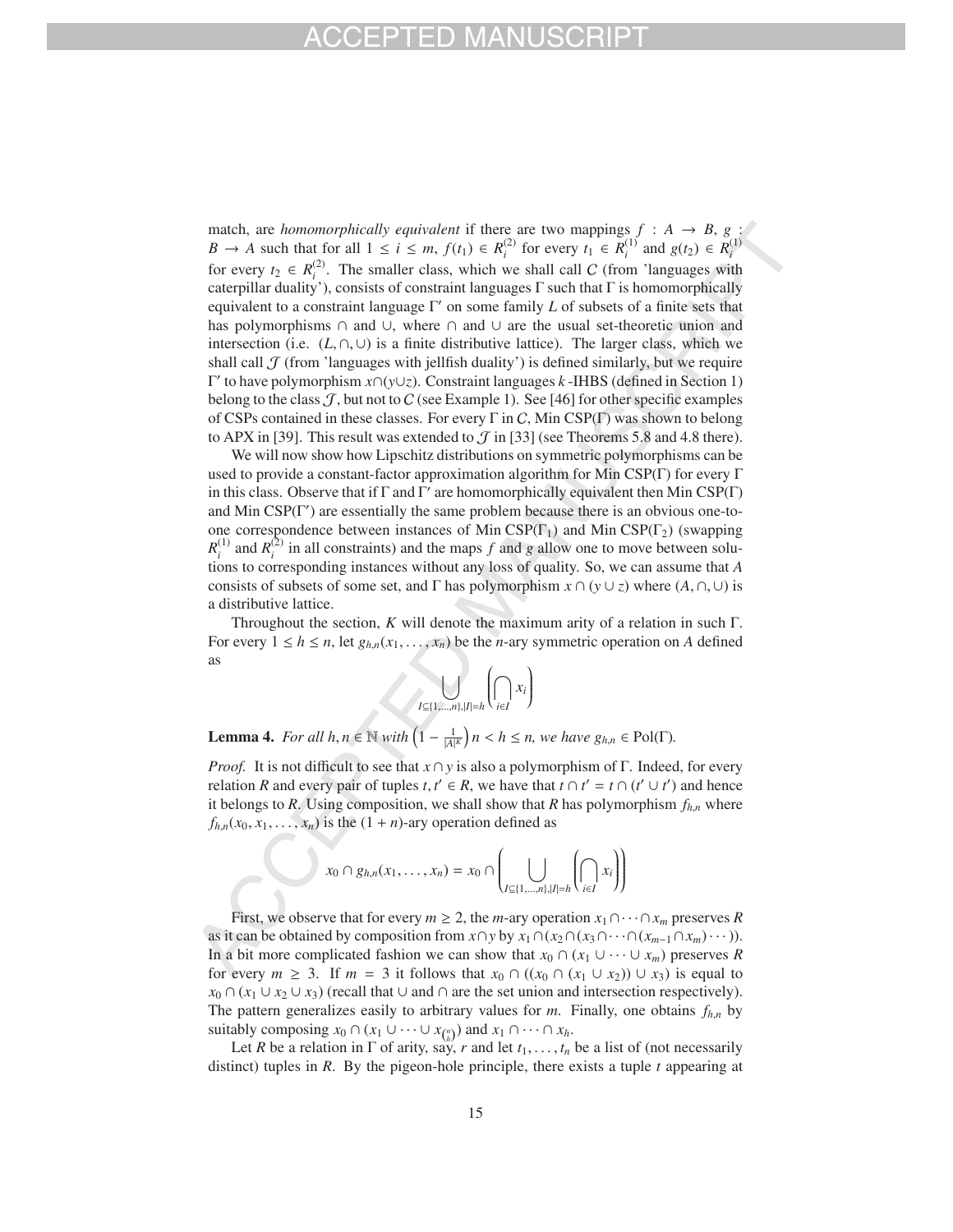match, are *homomorphically equivalent* if there are two mappings $f : A \to B$, $g : B \to A$ such that for all $1 \le i \le m$, $f(t_1) \in R_i^{(2)}$ for every $t_1 \in R_i^{(1)}$ and $g(t_2) \in R_i^{(1)}$ for every $t_2 \in R_i^{(2)}$. The smaller class, which we shall call $\mathcal{C}$ (from 'languages with caterpillar duality'), consists of constraint languages $\Gamma$ such that $\Gamma$ is homomorphically equivalent to a constraint language $\Gamma'$ on some family $L$ of subsets of a finite sets that has polymorphisms $\cap$ and $\cup$, where $\cap$ and $\cup$ are the usual set-theoretic union and intersection (i.e. $(L, \cap, \cup)$ is a finite distributive lattice). The larger class, which we shall call $\mathcal{J}$ (from 'languages with jellfish duality') is defined similarly, but we require $\Gamma'$ to have polymorphism $x \cap (y \cup z)$. Constraint languages $k$-IHBS (defined in Section 1) belong to the class $\mathcal{J}$, but not to $\mathcal{C}$ (see Example 1). See [46] for other specific examples of CSPs contained in these classes. For every $\Gamma$ in $\mathcal{C}$, Min CSP($\Gamma$) was shown to belong to APX in [39]. This result was extended to $\mathcal{J}$ in [33] (see Theorems 5.8 and 4.8 there).

We will now show how Lipschitz distributions on symmetric polymorphisms can be used to provide a constant-factor approximation algorithm for Min CSP($\Gamma$) for every $\Gamma$ in this class. Observe that if $\Gamma$ and $\Gamma'$ are homomorphically equivalent then Min CSP($\Gamma$) and Min CSP($\Gamma'$) are essentially the same problem because there is an obvious one-to-one correspondence between instances of Min CSP($\Gamma_1$) and Min CSP($\Gamma_2$) (swapping $R_i^{(1)}$ and $R_i^{(2)}$ in all constraints) and the maps $f$ and $g$ allow one to move between solutions to corresponding instances without any loss of quality. So, we can assume that $A$ consists of subsets of some set, and $\Gamma$ has polymorphism $x \cap (y \cup z)$ where $(A, \cap, \cup)$ is a distributive lattice.

Throughout the section, $K$ will denote the maximum arity of a relation in such $\Gamma$. For every $1 \le h \le n$, let $g_{h,n}(x_1, \dots, x_n)$ be the $n$-ary symmetric operation on $A$ defined as

$$\bigcup_{I \subseteq \{1,\dots,n\}, |I|=h} \left( \bigcap_{i \in I} x_i \right)$$

**Lemma 4.** *For all $h, n \in \mathbb{N}$ with $\left(1 - \frac{1}{|A|^K}\right) n < h \le n$, we have $g_{h,n} \in \text{Pol}(\Gamma)$.*

*Proof.* It is not difficult to see that $x \cap y$ is also a polymorphism of $\Gamma$. Indeed, for every relation $R$ and every pair of tuples $t, t' \in R$, we have that $t \cap t' = t \cap (t' \cup t')$ and hence it belongs to $R$. Using composition, we shall show that $R$ has polymorphism $f_{h,n}$ where $f_{h,n}(x_0, x_1, \dots, x_n)$ is the $(1+n)$-ary operation defined as

$$x_0 \cap g_{h,n}(x_1, \dots, x_n) = x_0 \cap \left( \bigcup_{I \subseteq \{1,\dots,n\}, |I|=h} \left( \bigcap_{i \in I} x_i \right) \right)$$

First, we observe that for every $m \ge 2$, the $m$-ary operation $x_1 \cap \dots \cap x_m$ preserves $R$ as it can be obtained by composition from $x \cap y$ by $x_1 \cap (x_2 \cap (x_3 \cap \dots \cap (x_{m-1} \cap x_m) \cdots))$. In a bit more complicated fashion we can show that $x_0 \cap (x_1 \cup \dots \cup x_m)$ preserves $R$ for every $m \ge 3$. If $m = 3$ it follows that $x_0 \cap ((x_0 \cap (x_1 \cup x_2)) \cup x_3)$ is equal to $x_0 \cap (x_1 \cup x_2 \cup x_3)$ (recall that $\cup$ and $\cap$ are the set union and intersection respectively). The pattern generalizes easily to arbitrary values for $m$. Finally, one obtains $f_{h,n}$ by suitably composing $x_0 \cap (x_1 \cup \dots \cup x_{\binom{n}{h}})$ and $x_1 \cap \dots \cap x_h$.

Let $R$ be a relation in $\Gamma$ of arity, say, $r$ and let $t_1, \dots, t_n$ be a list of (not necessarily distinct) tuples in $R$. By the pigeon-hole principle, there exists a tuple $t$ appearing at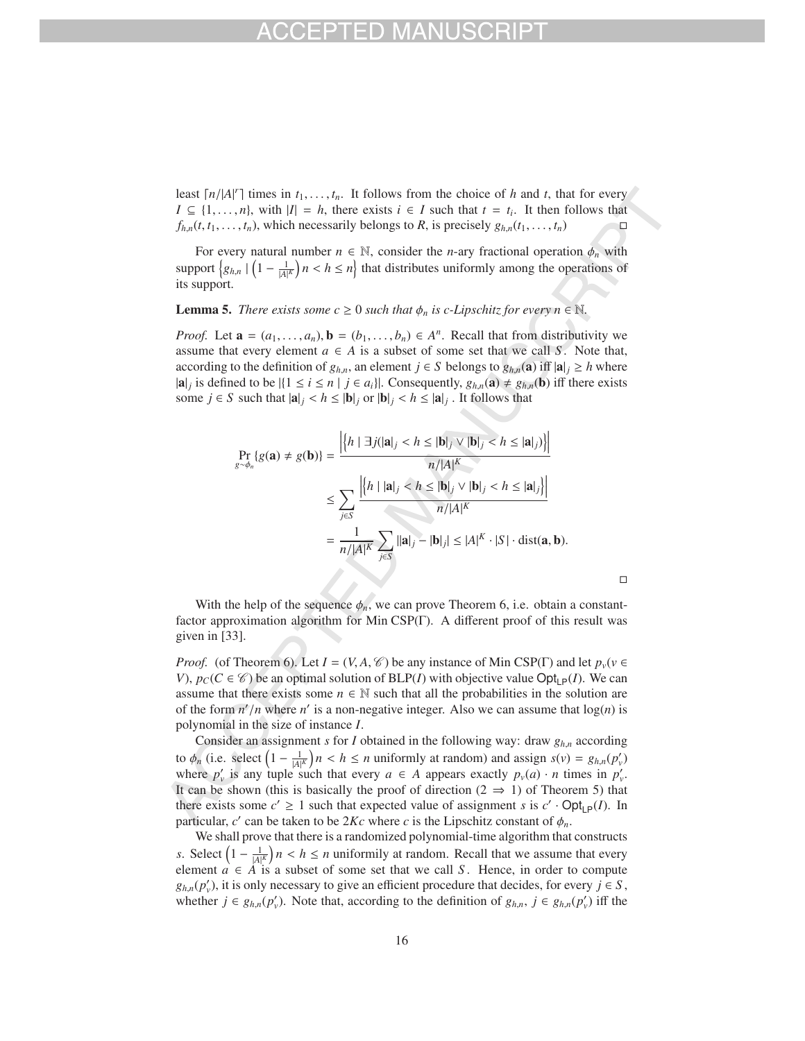least $\lceil n/|A|^r \rceil$ times in $t_1, \ldots, t_n$. It follows from the choice of $h$ and $t$, that for every $I \subseteq \{1, \ldots, n\}$, with $|I| = h$, there exists $i \in I$ such that $t = t_i$. It then follows that $f_{h,n}(t, t_1, \ldots, t_n)$, which necessarily belongs to $R$, is precisely $g_{h,n}(t_1, \ldots, t_n)$ □

For every natural number $n \in \mathbb{N}$, consider the $n$-ary fractional operation $\phi_n$ with support $\left\{ g_{h,n} \mid \left(1 - \frac{1}{|A|^K}\right) n < h \leq n \right\}$ that distributes uniformly among the operations of its support.

**Lemma 5.** *There exists some $c \geq 0$ such that $\phi_n$ is $c$-Lipschitz for every $n \in \mathbb{N}$.*

*Proof.* Let $\mathbf{a} = (a_1, \ldots, a_n), \mathbf{b} = (b_1, \ldots, b_n) \in A^n$. Recall that from distributivity we assume that every element $a \in A$ is a subset of some set that we call $S$. Note that, according to the definition of $g_{h,n}$, an element $j \in S$ belongs to $g_{h,n}(\mathbf{a})$ iff $|\mathbf{a}|_j \geq h$ where $|\mathbf{a}|_j$ is defined to be $|\{1 \leq i \leq n \mid j \in a_i\}|$. Consequently, $g_{h,n}(\mathbf{a}) \neq g_{h,n}(\mathbf{b})$ iff there exists some $j \in S$ such that $|\mathbf{a}|_j < h \leq |\mathbf{b}|_j$ or $|\mathbf{b}|_j < h \leq |\mathbf{a}|_j$ . It follows that

$$
\begin{aligned}
\Pr_{g \sim \phi_n} \{g(\mathbf{a}) \neq g(\mathbf{b})\} &= \frac{\left|\left\{ h \mid \exists j (|\mathbf{a}|_j < h \leq |\mathbf{b}|_j \vee |\mathbf{b}|_j < h \leq |\mathbf{a}|_j) \right\}\right|}{n/|A|^K} \\
&\leq \sum_{j \in S} \frac{\left|\left\{ h \mid |\mathbf{a}|_j < h \leq |\mathbf{b}|_j \vee |\mathbf{b}|_j < h \leq |\mathbf{a}|_j \right\}\right|}{n/|A|^K} \\
&= \frac{1}{n/|A|^K} \sum_{j \in S} \left| |\mathbf{a}|_j - |\mathbf{b}|_j \right| \leq |A|^K \cdot |S| \cdot \operatorname{dist}(\mathbf{a}, \mathbf{b}).
\end{aligned}
$$

□

With the help of the sequence $\phi_n$, we can prove Theorem 6, i.e. obtain a constant-factor approximation algorithm for Min CSP($\Gamma$). A different proof of this result was given in [33].

*Proof.* (of Theorem 6). Let $I = (V, A, \mathscr{C})$ be any instance of Min CSP($\Gamma$) and let $p_v (v \in V)$, $p_C (C \in \mathscr{C})$ be an optimal solution of BLP($I$) with objective value $\mathsf{Opt}_{\mathsf{LP}}(I)$. We can assume that there exists some $n \in \mathbb{N}$ such that all the probabilities in the solution are of the form $n'/n$ where $n'$ is a non-negative integer. Also we can assume that $\log(n)$ is polynomial in the size of instance $I$.

Consider an assignment $s$ for $I$ obtained in the following way: draw $g_{h,n}$ according to $\phi_n$ (i.e. select $\left(1 - \frac{1}{|A|^K}\right) n < h \leq n$ uniformly at random) and assign $s(v) = g_{h,n}(p'_v)$ where $p'_v$ is any tuple such that every $a \in A$ appears exactly $p_v(a) \cdot n$ times in $p'_v$. It can be shown (this is basically the proof of direction ($2 \Rightarrow 1$) of Theorem 5) that there exists some $c' \geq 1$ such that expected value of assignment $s$ is $c' \cdot \mathsf{Opt}_{\mathsf{LP}}(I)$. In particular, $c'$ can be taken to be $2Kc$ where $c$ is the Lipschitz constant of $\phi_n$.

We shall prove that there is a randomized polynomial-time algorithm that constructs $s$. Select $\left(1 - \frac{1}{|A|^K}\right) n < h \leq n$ uniformily at random. Recall that we assume that every element $a \in A$ is a subset of some set that we call $S$. Hence, in order to compute $g_{h,n}(p'_v)$, it is only necessary to give an efficient procedure that decides, for every $j \in S$, whether $j \in g_{h,n}(p'_v)$. Note that, according to the definition of $g_{h,n}$, $j \in g_{h,n}(p'_v)$ iff the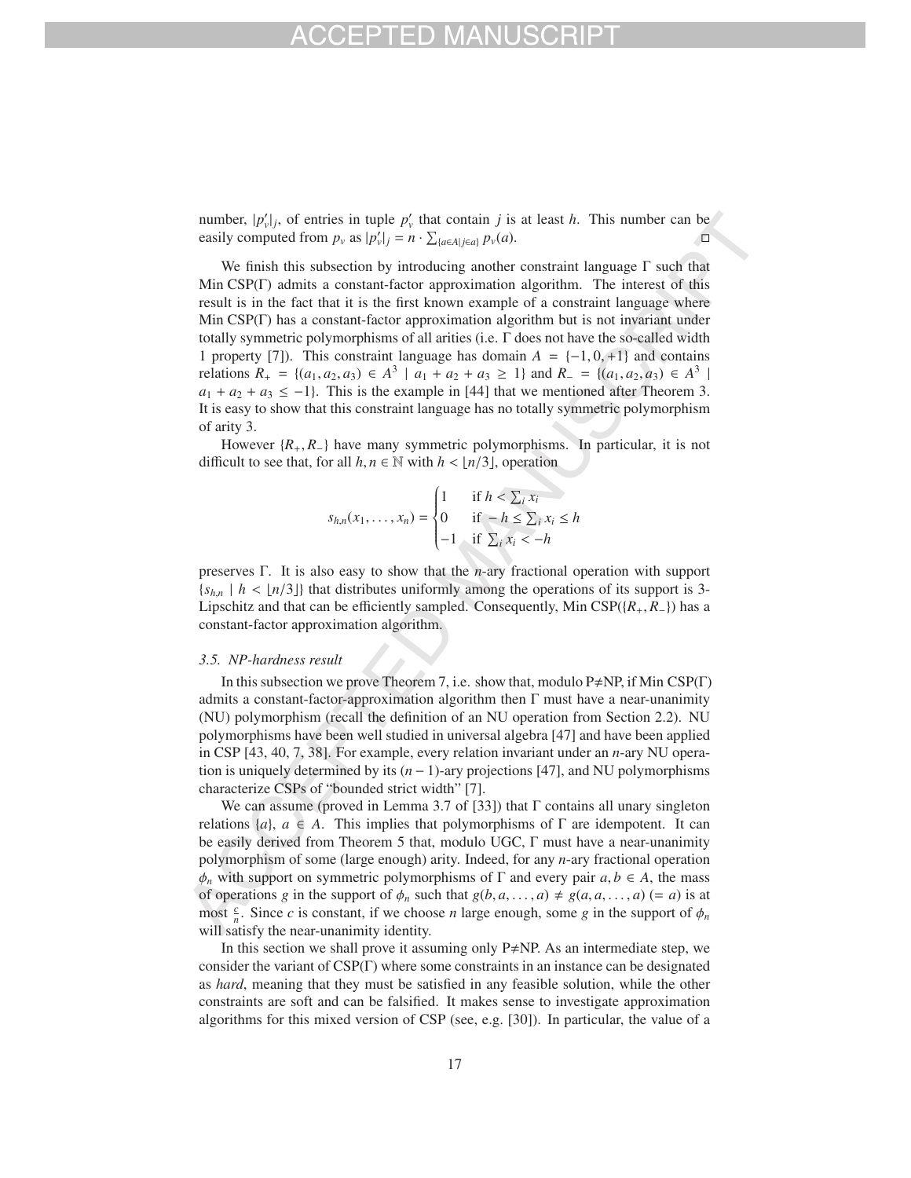number, $|p'_v|_j$, of entries in tuple $p'_v$ that contain $j$ is at least $h$. This number can be easily computed from $p_v$ as $|p'_v|_j = n \cdot \sum_{\{a \in A | j \in a\}} p_v(a)$. □

We finish this subsection by introducing another constraint language $\Gamma$ such that Min CSP($\Gamma$) admits a constant-factor approximation algorithm. The interest of this result is in the fact that it is the first known example of a constraint language where Min CSP($\Gamma$) has a constant-factor approximation algorithm but is not invariant under totally symmetric polymorphisms of all arities (i.e. $\Gamma$ does not have the so-called width 1 property [7]). This constraint language has domain $A = \{-1, 0, +1\}$ and contains relations $R_+ = \{(a_1, a_2, a_3) \in A^3 \mid a_1 + a_2 + a_3 \geq 1\}$ and $R_- = \{(a_1, a_2, a_3) \in A^3 \mid a_1 + a_2 + a_3 \leq -1\}$. This is the example in [44] that we mentioned after Theorem 3. It is easy to show that this constraint language has no totally symmetric polymorphism of arity 3.

However $\{R_+, R_-\}$ have many symmetric polymorphisms. In particular, it is not difficult to see that, for all $h, n \in \mathbb{N}$ with $h < \lfloor n/3 \rfloor$, operation

$$s_{h,n}(x_1, \ldots, x_n) = \begin{cases} 1 & \text{if } h < \sum_i x_i \\ 0 & \text{if } -h \leq \sum_i x_i \leq h \\ -1 & \text{if } \sum_i x_i < -h \end{cases}$$

preserves $\Gamma$. It is also easy to show that the $n$-ary fractional operation with support $\{s_{h,n} \mid h < \lfloor n/3 \rfloor\}$ that distributes uniformly among the operations of its support is 3-Lipschitz and that can be efficiently sampled. Consequently, Min CSP($\{R_+, R_-\}$) has a constant-factor approximation algorithm.

### 3.5. NP-hardness result

In this subsection we prove Theorem 7, i.e. show that, modulo P≠NP, if Min CSP($\Gamma$) admits a constant-factor-approximation algorithm then $\Gamma$ must have a near-unanimity (NU) polymorphism (recall the definition of an NU operation from Section 2.2). NU polymorphisms have been well studied in universal algebra [47] and have been applied in CSP [43, 40, 7, 38]. For example, every relation invariant under an $n$-ary NU operation is uniquely determined by its $(n-1)$-ary projections [47], and NU polymorphisms characterize CSPs of "bounded strict width" [7].

We can assume (proved in Lemma 3.7 of [33]) that $\Gamma$ contains all unary singleton relations $\{a\}$, $a \in A$. This implies that polymorphisms of $\Gamma$ are idempotent. It can be easily derived from Theorem 5 that, modulo UGC, $\Gamma$ must have a near-unanimity polymorphism of some (large enough) arity. Indeed, for any $n$-ary fractional operation $\phi_n$ with support on symmetric polymorphisms of $\Gamma$ and every pair $a, b \in A$, the mass of operations $g$ in the support of $\phi_n$ such that $g(b, a, \ldots, a) \neq g(a, a, \ldots, a)$ $(= a)$ is at most $\frac{c}{n}$. Since $c$ is constant, if we choose $n$ large enough, some $g$ in the support of $\phi_n$ will satisfy the near-unanimity identity.

In this section we shall prove it assuming only P≠NP. As an intermediate step, we consider the variant of CSP($\Gamma$) where some constraints in an instance can be designated as *hard*, meaning that they must be satisfied in any feasible solution, while the other constraints are soft and can be falsified. It makes sense to investigate approximation algorithms for this mixed version of CSP (see, e.g. [30]). In particular, the value of a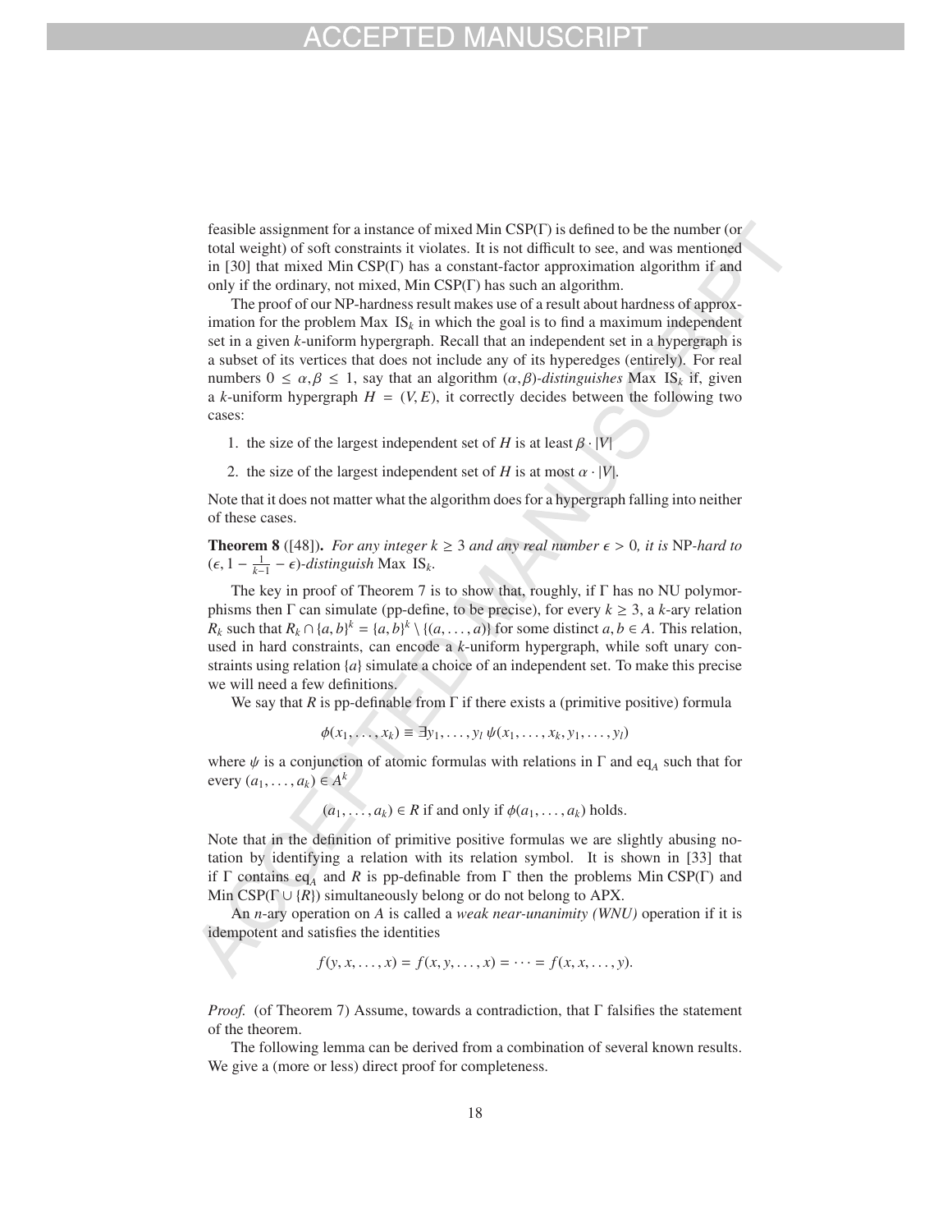feasible assignment for a instance of mixed Min CSP(Γ) is defined to be the number (or total weight) of soft constraints it violates. It is not difficult to see, and was mentioned in [30] that mixed Min CSP(Γ) has a constant-factor approximation algorithm if and only if the ordinary, not mixed, Min CSP(Γ) has such an algorithm.

The proof of our NP-hardness result makes use of a result about hardness of approximation for the problem Max $\mathrm{IS}_k$ in which the goal is to find a maximum independent set in a given $k$-uniform hypergraph. Recall that an independent set in a hypergraph is a subset of its vertices that does not include any of its hyperedges (entirely). For real numbers $0 \leq \alpha, \beta \leq 1$, say that an algorithm $(\alpha,\beta)$-*distinguishes* Max $\mathrm{IS}_k$ if, given a $k$-uniform hypergraph $H = (V, E)$, it correctly decides between the following two cases:

1. the size of the largest independent set of $H$ is at least $\beta \cdot |V|$
2. the size of the largest independent set of $H$ is at most $\alpha \cdot |V|$.

Note that it does not matter what the algorithm does for a hypergraph falling into neither of these cases.

**Theorem 8** ([48]). *For any integer $k \geq 3$ and any real number $\epsilon > 0$, it is* NP*-hard to $(\epsilon, 1 - \frac{1}{k-1} - \epsilon)$-distinguish* Max $\mathrm{IS}_k$.

The key in proof of Theorem 7 is to show that, roughly, if Γ has no NU polymorphisms then Γ can simulate (pp-define, to be precise), for every $k \geq 3$, a $k$-ary relation $R_k$ such that $R_k \cap \{a, b\}^k = \{a, b\}^k \setminus \{(a, \ldots, a)\}$ for some distinct $a, b \in A$. This relation, used in hard constraints, can encode a $k$-uniform hypergraph, while soft unary constraints using relation $\{a\}$ simulate a choice of an independent set. To make this precise we will need a few definitions.

We say that $R$ is pp-definable from Γ if there exists a (primitive positive) formula

$$\phi(x_1, \ldots, x_k) \equiv \exists y_1, \ldots, y_l \, \psi(x_1, \ldots, x_k, y_1, \ldots, y_l)$$

where $\psi$ is a conjunction of atomic formulas with relations in Γ and $\mathrm{eq}_A$ such that for every $(a_1, \ldots, a_k) \in A^k$

$$(a_1, \ldots, a_k) \in R \text{ if and only if } \phi(a_1, \ldots, a_k) \text{ holds.}$$

Note that in the definition of primitive positive formulas we are slightly abusing notation by identifying a relation with its relation symbol. It is shown in [33] that if Γ contains $\mathrm{eq}_A$ and $R$ is pp-definable from Γ then the problems Min CSP(Γ) and Min CSP(Γ ∪ {$R$}) simultaneously belong or do not belong to APX.

An $n$-ary operation on $A$ is called a *weak near-unanimity (WNU)* operation if it is idempotent and satisfies the identities

$$f(y, x, \ldots, x) = f(x, y, \ldots, x) = \cdots = f(x, x, \ldots, y).$$

*Proof.* (of Theorem 7) Assume, towards a contradiction, that Γ falsifies the statement of the theorem.

The following lemma can be derived from a combination of several known results. We give a (more or less) direct proof for completeness.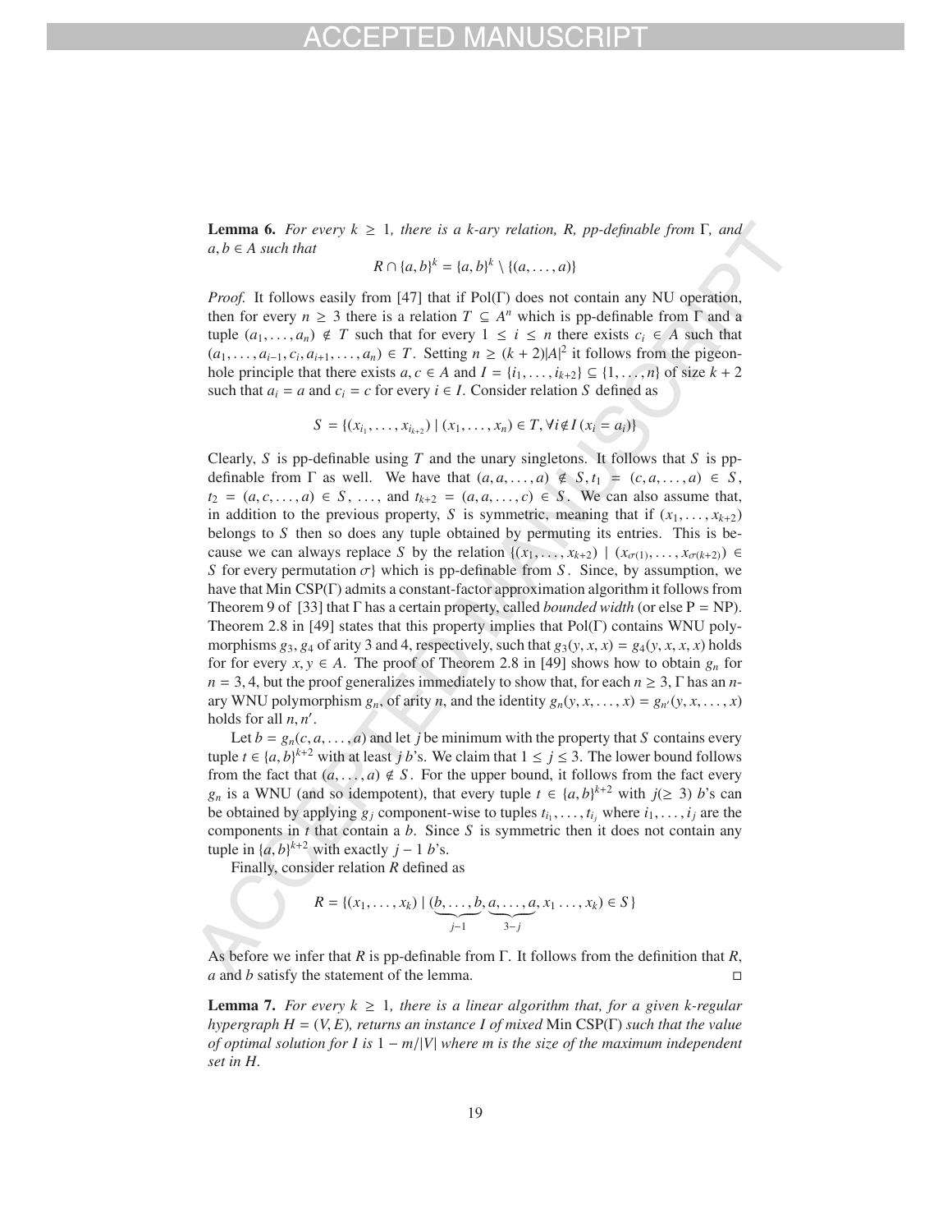**Lemma 6.** *For every $k \geq 1$, there is a $k$-ary relation, $R$, pp-definable from $\Gamma$, and $a, b \in A$ such that*

$$R \cap \{a, b\}^k = \{a, b\}^k \setminus \{(a, \ldots, a)\}$$

*Proof.* It follows easily from [47] that if $\text{Pol}(\Gamma)$ does not contain any NU operation, then for every $n \geq 3$ there is a relation $T \subseteq A^n$ which is pp-definable from $\Gamma$ and a tuple $(a_1, \ldots, a_n) \notin T$ such that for every $1 \leq i \leq n$ there exists $c_i \in A$ such that $(a_1, \ldots, a_{i-1}, c_i, a_{i+1}, \ldots, a_n) \in T$. Setting $n \geq (k+2)|A|^2$ it follows from the pigeonhole principle that there exists $a, c \in A$ and $I = \{i_1, \ldots, i_{k+2}\} \subseteq \{1, \ldots, n\}$ of size $k+2$ such that $a_i = a$ and $c_i = c$ for every $i \in I$. Consider relation $S$ defined as

$$S = \{(x_{i_1}, \ldots, x_{i_{k+2}}) \mid (x_1, \ldots, x_n) \in T, \forall i \notin I\, (x_i = a_i)\}$$

Clearly, $S$ is pp-definable using $T$ and the unary singletons. It follows that $S$ is pp-definable from $\Gamma$ as well. We have that $(a, a, \ldots, a) \notin S, t_1 = (c, a, \ldots, a) \in S$, $t_2 = (a, c, \ldots, a) \in S$, $\ldots$, and $t_{k+2} = (a, a, \ldots, c) \in S$. We can also assume that, in addition to the previous property, $S$ is symmetric, meaning that if $(x_1, \ldots, x_{k+2})$ belongs to $S$ then so does any tuple obtained by permuting its entries. This is because we can always replace $S$ by the relation $\{(x_1, \ldots, x_{k+2}) \mid (x_{\sigma(1)}, \ldots, x_{\sigma(k+2)}) \in S$ for every permutation $\sigma\}$ which is pp-definable from $S$. Since, by assumption, we have that Min CSP($\Gamma$) admits a constant-factor approximation algorithm it follows from Theorem 9 of [33] that $\Gamma$ has a certain property, called *bounded width* (or else P = NP). Theorem 2.8 in [49] states that this property implies that $\text{Pol}(\Gamma)$ contains WNU polymorphisms $g_3, g_4$ of arity 3 and 4, respectively, such that $g_3(y, x, x) = g_4(y, x, x, x)$ holds for for every $x, y \in A$. The proof of Theorem 2.8 in [49] shows how to obtain $g_n$ for $n = 3, 4$, but the proof generalizes immediately to show that, for each $n \geq 3$, $\Gamma$ has an $n$-ary WNU polymorphism $g_n$, of arity $n$, and the identity $g_n(y, x, \ldots, x) = g_{n'}(y, x, \ldots, x)$ holds for all $n, n'$.

Let $b = g_n(c, a, \ldots, a)$ and let $j$ be minimum with the property that $S$ contains every tuple $t \in \{a, b\}^{k+2}$ with at least $j$ $b$'s. We claim that $1 \leq j \leq 3$. The lower bound follows from the fact that $(a, \ldots, a) \notin S$. For the upper bound, it follows from the fact every $g_n$ is a WNU (and so idempotent), that every tuple $t \in \{a, b\}^{k+2}$ with $j(\geq 3)$ $b$'s can be obtained by applying $g_j$ component-wise to tuples $t_{i_1}, \ldots, t_{i_j}$ where $i_1, \ldots, i_j$ are the components in $t$ that contain a $b$. Since $S$ is symmetric then it does not contain any tuple in $\{a, b\}^{k+2}$ with exactly $j-1$ $b$'s.

Finally, consider relation $R$ defined as

$$R = \{(x_1, \ldots, x_k) \mid (\underbrace{b, \ldots, b}_{j-1}, \underbrace{a, \ldots, a}_{3-j}, x_1 \ldots, x_k) \in S\}$$

As before we infer that $R$ is pp-definable from $\Gamma$. It follows from the definition that $R$, $a$ and $b$ satisfy the statement of the lemma. $\square$

**Lemma 7.** *For every $k \geq 1$, there is a linear algorithm that, for a given $k$-regular hypergraph $H = (V, E)$, returns an instance $I$ of mixed* Min CSP($\Gamma$) *such that the value of optimal solution for $I$ is $1 - m/|V|$ where $m$ is the size of the maximum independent set in $H$.*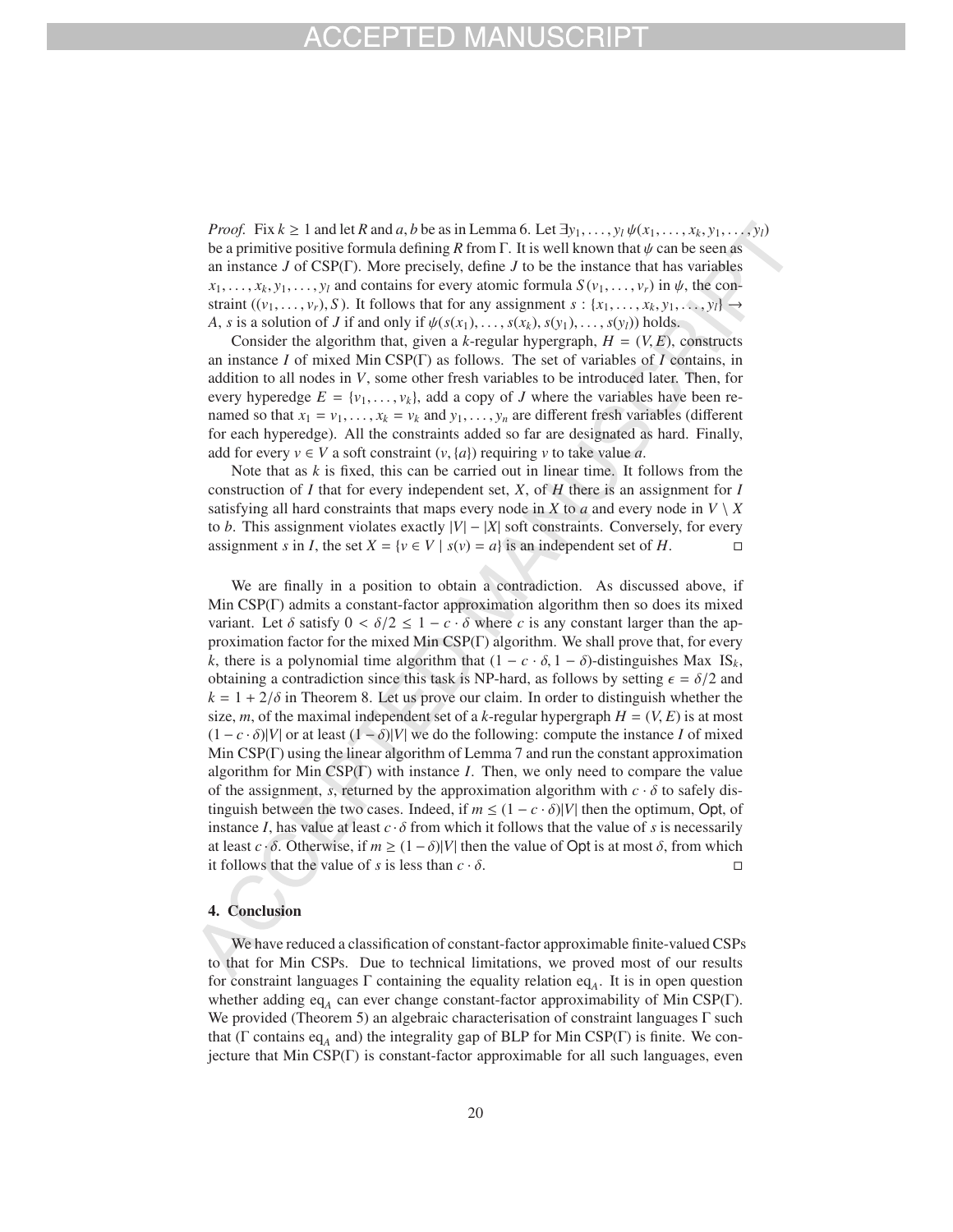*Proof.* Fix $k \geq 1$ and let $R$ and $a, b$ be as in Lemma 6. Let $\exists y_1, \ldots, y_l\, \psi(x_1, \ldots, x_k, y_1, \ldots, y_l)$ be a primitive positive formula defining $R$ from $\Gamma$. It is well known that $\psi$ can be seen as an instance $J$ of CSP($\Gamma$). More precisely, define $J$ to be the instance that has variables $x_1, \ldots, x_k, y_1, \ldots, y_l$ and contains for every atomic formula $S(v_1, \ldots, v_r)$ in $\psi$, the constraint $((v_1, \ldots, v_r), S)$. It follows that for any assignment $s : \{x_1, \ldots, x_k, y_1, \ldots, y_l\} \to A$, $s$ is a solution of $J$ if and only if $\psi(s(x_1), \ldots, s(x_k), s(y_1), \ldots, s(y_l))$ holds.

Consider the algorithm that, given a $k$-regular hypergraph, $H = (V, E)$, constructs an instance $I$ of mixed Min CSP($\Gamma$) as follows. The set of variables of $I$ contains, in addition to all nodes in $V$, some other fresh variables to be introduced later. Then, for every hyperedge $E = \{v_1, \ldots, v_k\}$, add a copy of $J$ where the variables have been renamed so that $x_1 = v_1, \ldots, x_k = v_k$ and $y_1, \ldots, y_n$ are different fresh variables (different for each hyperedge). All the constraints added so far are designated as hard. Finally, add for every $v \in V$ a soft constraint $(v, \{a\})$ requiring $v$ to take value $a$.

Note that as $k$ is fixed, this can be carried out in linear time. It follows from the construction of $I$ that for every independent set, $X$, of $H$ there is an assignment for $I$ satisfying all hard constraints that maps every node in $X$ to $a$ and every node in $V \setminus X$ to $b$. This assignment violates exactly $|V| - |X|$ soft constraints. Conversely, for every assignment $s$ in $I$, the set $X = \{v \in V \mid s(v) = a\}$ is an independent set of $H$. □

We are finally in a position to obtain a contradiction. As discussed above, if Min CSP($\Gamma$) admits a constant-factor approximation algorithm then so does its mixed variant. Let $\delta$ satisfy $0 < \delta/2 \leq 1 - c \cdot \delta$ where $c$ is any constant larger than the approximation factor for the mixed Min CSP($\Gamma$) algorithm. We shall prove that, for every $k$, there is a polynomial time algorithm that $(1 - c \cdot \delta, 1 - \delta)$-distinguishes Max IS$_k$, obtaining a contradiction since this task is NP-hard, as follows by setting $\epsilon = \delta/2$ and $k = 1 + 2/\delta$ in Theorem 8. Let us prove our claim. In order to distinguish whether the size, $m$, of the maximal independent set of a $k$-regular hypergraph $H = (V, E)$ is at most $(1 - c \cdot \delta)|V|$ or at least $(1 - \delta)|V|$ we do the following: compute the instance $I$ of mixed Min CSP($\Gamma$) using the linear algorithm of Lemma 7 and run the constant approximation algorithm for Min CSP($\Gamma$) with instance $I$. Then, we only need to compare the value of the assignment, $s$, returned by the approximation algorithm with $c \cdot \delta$ to safely distinguish between the two cases. Indeed, if $m \leq (1 - c \cdot \delta)|V|$ then the optimum, $\mathsf{Opt}$, of instance $I$, has value at least $c \cdot \delta$ from which it follows that the value of $s$ is necessarily at least $c \cdot \delta$. Otherwise, if $m \geq (1 - \delta)|V|$ then the value of $\mathsf{Opt}$ is at most $\delta$, from which it follows that the value of $s$ is less than $c \cdot \delta$. □

## 4. Conclusion

We have reduced a classification of constant-factor approximable finite-valued CSPs to that for Min CSPs. Due to technical limitations, we proved most of our results for constraint languages $\Gamma$ containing the equality relation $\mathrm{eq}_A$. It is in open question whether adding $\mathrm{eq}_A$ can ever change constant-factor approximability of Min CSP($\Gamma$). We provided (Theorem 5) an algebraic characterisation of constraint languages $\Gamma$ such that ($\Gamma$ contains $\mathrm{eq}_A$ and) the integrality gap of BLP for Min CSP($\Gamma$) is finite. We conjecture that Min CSP($\Gamma$) is constant-factor approximable for all such languages, even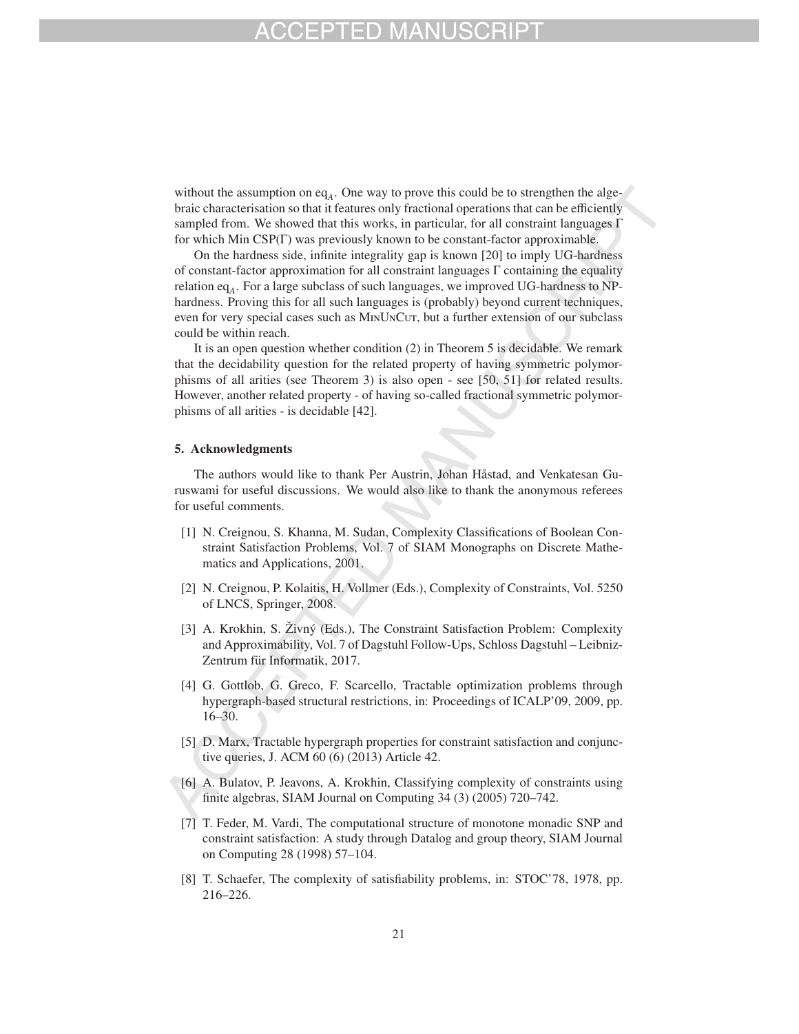without the assumption on $\mathrm{eq}_A$. One way to prove this could be to strengthen the algebraic characterisation so that it features only fractional operations that can be efficiently sampled from. We showed that this works, in particular, for all constraint languages $\Gamma$ for which Min CSP($\Gamma$) was previously known to be constant-factor approximable.

On the hardness side, infinite integrality gap is known [20] to imply UG-hardness of constant-factor approximation for all constraint languages $\Gamma$ containing the equality relation $\mathrm{eq}_A$. For a large subclass of such languages, we improved UG-hardness to NP-hardness. Proving this for all such languages is (probably) beyond current techniques, even for very special cases such as MinUnCut, but a further extension of our subclass could be within reach.

It is an open question whether condition (2) in Theorem 5 is decidable. We remark that the decidability question for the related property of having symmetric polymorphisms of all arities (see Theorem 3) is also open - see [50, 51] for related results. However, another related property - of having so-called fractional symmetric polymorphisms of all arities - is decidable [42].

## 5. Acknowledgments

The authors would like to thank Per Austrin, Johan Håstad, and Venkatesan Guruswami for useful discussions. We would also like to thank the anonymous referees for useful comments.

[1] N. Creignou, S. Khanna, M. Sudan, Complexity Classifications of Boolean Constraint Satisfaction Problems, Vol. 7 of SIAM Monographs on Discrete Mathematics and Applications, 2001.

[2] N. Creignou, P. Kolaitis, H. Vollmer (Eds.), Complexity of Constraints, Vol. 5250 of LNCS, Springer, 2008.

[3] A. Krokhin, S. Živný (Eds.), The Constraint Satisfaction Problem: Complexity and Approximability, Vol. 7 of Dagstuhl Follow-Ups, Schloss Dagstuhl – Leibniz-Zentrum für Informatik, 2017.

[4] G. Gottlob, G. Greco, F. Scarcello, Tractable optimization problems through hypergraph-based structural restrictions, in: Proceedings of ICALP'09, 2009, pp. 16–30.

[5] D. Marx, Tractable hypergraph properties for constraint satisfaction and conjunctive queries, J. ACM 60 (6) (2013) Article 42.

[6] A. Bulatov, P. Jeavons, A. Krokhin, Classifying complexity of constraints using finite algebras, SIAM Journal on Computing 34 (3) (2005) 720–742.

[7] T. Feder, M. Vardi, The computational structure of monotone monadic SNP and constraint satisfaction: A study through Datalog and group theory, SIAM Journal on Computing 28 (1998) 57–104.

[8] T. Schaefer, The complexity of satisfiability problems, in: STOC'78, 1978, pp. 216–226.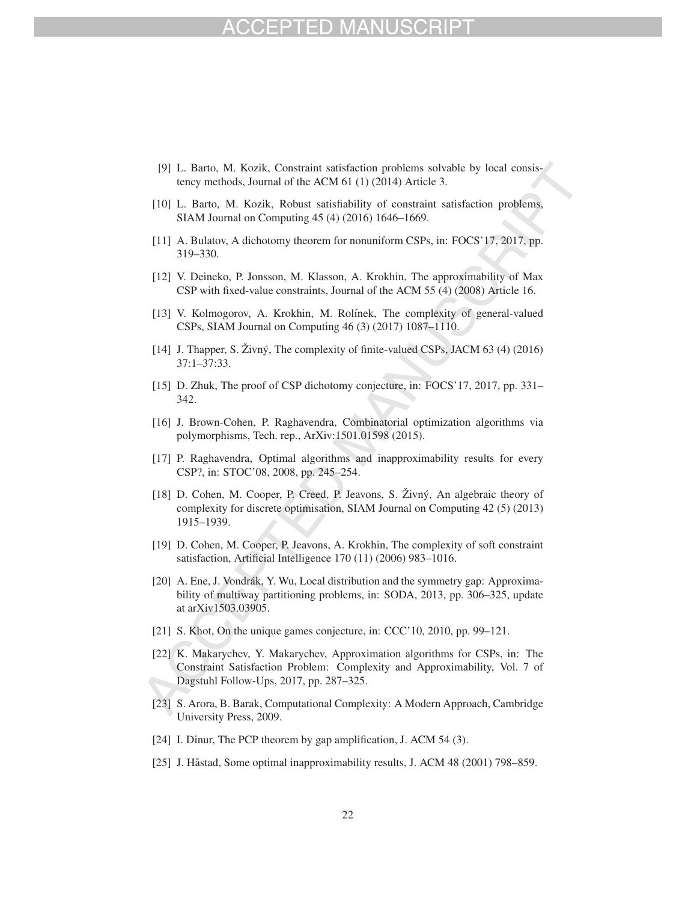[9] L. Barto, M. Kozik, Constraint satisfaction problems solvable by local consistency methods, Journal of the ACM 61 (1) (2014) Article 3.

[10] L. Barto, M. Kozik, Robust satisfiability of constraint satisfaction problems, SIAM Journal on Computing 45 (4) (2016) 1646–1669.

[11] A. Bulatov, A dichotomy theorem for nonuniform CSPs, in: FOCS'17, 2017, pp. 319–330.

[12] V. Deineko, P. Jonsson, M. Klasson, A. Krokhin, The approximability of Max CSP with fixed-value constraints, Journal of the ACM 55 (4) (2008) Article 16.

[13] V. Kolmogorov, A. Krokhin, M. Rolínek, The complexity of general-valued CSPs, SIAM Journal on Computing 46 (3) (2017) 1087–1110.

[14] J. Thapper, S. Živný, The complexity of finite-valued CSPs, JACM 63 (4) (2016) 37:1–37:33.

[15] D. Zhuk, The proof of CSP dichotomy conjecture, in: FOCS'17, 2017, pp. 331–342.

[16] J. Brown-Cohen, P. Raghavendra, Combinatorial optimization algorithms via polymorphisms, Tech. rep., ArXiv:1501.01598 (2015).

[17] P. Raghavendra, Optimal algorithms and inapproximability results for every CSP?, in: STOC'08, 2008, pp. 245–254.

[18] D. Cohen, M. Cooper, P. Creed, P. Jeavons, S. Živný, An algebraic theory of complexity for discrete optimisation, SIAM Journal on Computing 42 (5) (2013) 1915–1939.

[19] D. Cohen, M. Cooper, P. Jeavons, A. Krokhin, The complexity of soft constraint satisfaction, Artificial Intelligence 170 (11) (2006) 983–1016.

[20] A. Ene, J. Vondrák, Y. Wu, Local distribution and the symmetry gap: Approximability of multiway partitioning problems, in: SODA, 2013, pp. 306–325, update at arXiv1503.03905.

[21] S. Khot, On the unique games conjecture, in: CCC'10, 2010, pp. 99–121.

[22] K. Makarychev, Y. Makarychev, Approximation algorithms for CSPs, in: The Constraint Satisfaction Problem: Complexity and Approximability, Vol. 7 of Dagstuhl Follow-Ups, 2017, pp. 287–325.

[23] S. Arora, B. Barak, Computational Complexity: A Modern Approach, Cambridge University Press, 2009.

[24] I. Dinur, The PCP theorem by gap amplification, J. ACM 54 (3).

[25] J. Håstad, Some optimal inapproximability results, J. ACM 48 (2001) 798–859.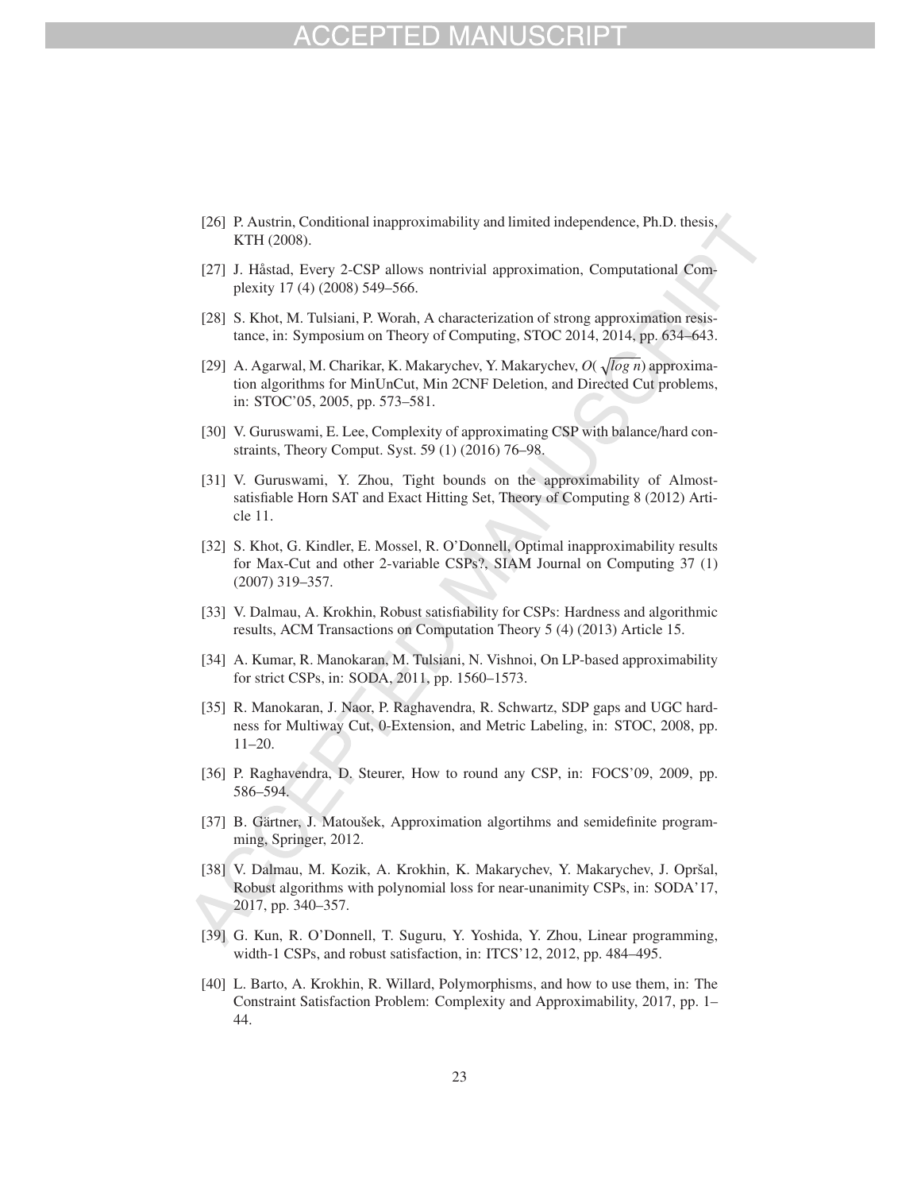[26] P. Austrin, Conditional inapproximability and limited independence, Ph.D. thesis, KTH (2008).

[27] J. Håstad, Every 2-CSP allows nontrivial approximation, Computational Complexity 17 (4) (2008) 549–566.

[28] S. Khot, M. Tulsiani, P. Worah, A characterization of strong approximation resistance, in: Symposium on Theory of Computing, STOC 2014, 2014, pp. 634–643.

[29] A. Agarwal, M. Charikar, K. Makarychev, Y. Makarychev, $O(\sqrt{log\ n})$ approximation algorithms for MinUnCut, Min 2CNF Deletion, and Directed Cut problems, in: STOC'05, 2005, pp. 573–581.

[30] V. Guruswami, E. Lee, Complexity of approximating CSP with balance/hard constraints, Theory Comput. Syst. 59 (1) (2016) 76–98.

[31] V. Guruswami, Y. Zhou, Tight bounds on the approximability of Almost-satisfiable Horn SAT and Exact Hitting Set, Theory of Computing 8 (2012) Article 11.

[32] S. Khot, G. Kindler, E. Mossel, R. O'Donnell, Optimal inapproximability results for Max-Cut and other 2-variable CSPs?, SIAM Journal on Computing 37 (1) (2007) 319–357.

[33] V. Dalmau, A. Krokhin, Robust satisfiability for CSPs: Hardness and algorithmic results, ACM Transactions on Computation Theory 5 (4) (2013) Article 15.

[34] A. Kumar, R. Manokaran, M. Tulsiani, N. Vishnoi, On LP-based approximability for strict CSPs, in: SODA, 2011, pp. 1560–1573.

[35] R. Manokaran, J. Naor, P. Raghavendra, R. Schwartz, SDP gaps and UGC hardness for Multiway Cut, 0-Extension, and Metric Labeling, in: STOC, 2008, pp. 11–20.

[36] P. Raghavendra, D. Steurer, How to round any CSP, in: FOCS'09, 2009, pp. 586–594.

[37] B. Gärtner, J. Matoušek, Approximation algortihms and semidefinite programming, Springer, 2012.

[38] V. Dalmau, M. Kozik, A. Krokhin, K. Makarychev, Y. Makarychev, J. Opršal, Robust algorithms with polynomial loss for near-unanimity CSPs, in: SODA'17, 2017, pp. 340–357.

[39] G. Kun, R. O'Donnell, T. Suguru, Y. Yoshida, Y. Zhou, Linear programming, width-1 CSPs, and robust satisfaction, in: ITCS'12, 2012, pp. 484–495.

[40] L. Barto, A. Krokhin, R. Willard, Polymorphisms, and how to use them, in: The Constraint Satisfaction Problem: Complexity and Approximability, 2017, pp. 1–44.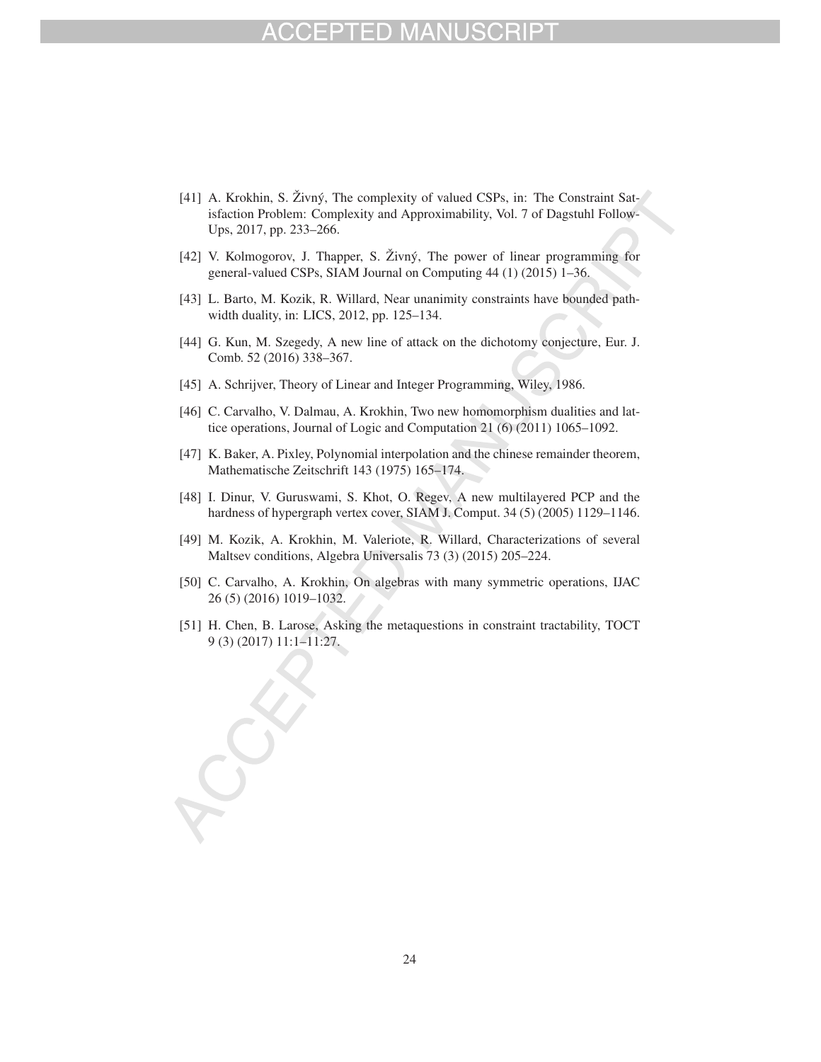[41] A. Krokhin, S. Živný, The complexity of valued CSPs, in: The Constraint Satisfaction Problem: Complexity and Approximability, Vol. 7 of Dagstuhl Follow-Ups, 2017, pp. 233–266.

[42] V. Kolmogorov, J. Thapper, S. Živný, The power of linear programming for general-valued CSPs, SIAM Journal on Computing 44 (1) (2015) 1–36.

[43] L. Barto, M. Kozik, R. Willard, Near unanimity constraints have bounded pathwidth duality, in: LICS, 2012, pp. 125–134.

[44] G. Kun, M. Szegedy, A new line of attack on the dichotomy conjecture, Eur. J. Comb. 52 (2016) 338–367.

[45] A. Schrijver, Theory of Linear and Integer Programming, Wiley, 1986.

[46] C. Carvalho, V. Dalmau, A. Krokhin, Two new homomorphism dualities and lattice operations, Journal of Logic and Computation 21 (6) (2011) 1065–1092.

[47] K. Baker, A. Pixley, Polynomial interpolation and the chinese remainder theorem, Mathematische Zeitschrift 143 (1975) 165–174.

[48] I. Dinur, V. Guruswami, S. Khot, O. Regev, A new multilayered PCP and the hardness of hypergraph vertex cover, SIAM J. Comput. 34 (5) (2005) 1129–1146.

[49] M. Kozik, A. Krokhin, M. Valeriote, R. Willard, Characterizations of several Maltsev conditions, Algebra Universalis 73 (3) (2015) 205–224.

[50] C. Carvalho, A. Krokhin, On algebras with many symmetric operations, IJAC 26 (5) (2016) 1019–1032.

[51] H. Chen, B. Larose, Asking the metaquestions in constraint tractability, TOCT 9 (3) (2017) 11:1–11:27.